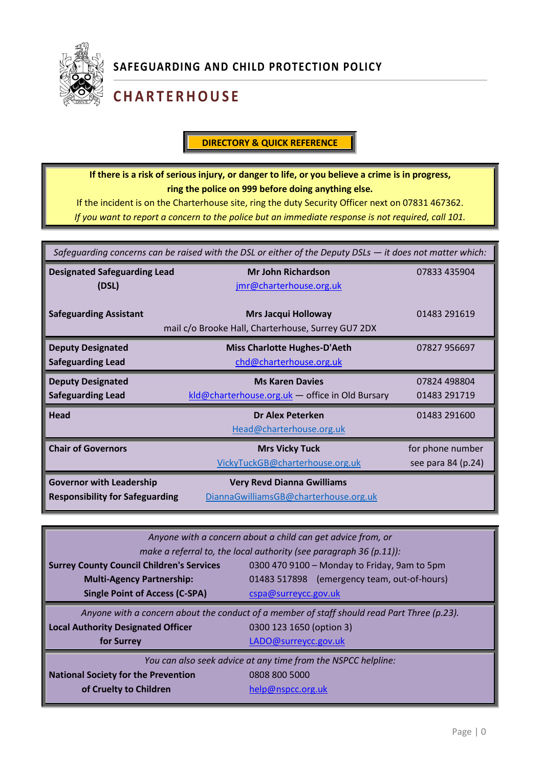# SAFEGUARDING AND CHILD PROTECTION POLICY

## CHARTERHOUSE

### DIRECTORY & QUICK REFERENCE

**If there is a risk of serious injury, or danger to life, or you believe a crime is in progress, ring the police on 999 before doing anything else.**
If the incident is on the Charterhouse site, ring the duty Security Officer next on 07831 467362.
*If you want to report a concern to the police but an immediate response is not required, call 101.*

*Safeguarding concerns can be raised with the DSL or either of the Deputy DSLs — it does not matter which:*

| Role | Name / Contact | Phone |
|---|---|---|
| **Designated Safeguarding Lead (DSL)** | **Mr John Richardson**<br>jmr@charterhouse.org.uk | 07833 435904 |
| **Safeguarding Assistant** | **Mrs Jacqui Holloway**<br>mail c/o Brooke Hall, Charterhouse, Surrey GU7 2DX | 01483 291619 |
| **Deputy Designated Safeguarding Lead** | **Miss Charlotte Hughes-D'Aeth**<br>chd@charterhouse.org.uk | 07827 956697 |
| **Deputy Designated Safeguarding Lead** | **Ms Karen Davies**<br>kld@charterhouse.org.uk — office in Old Bursary | 07824 498804<br>01483 291719 |
| **Head** | **Dr Alex Peterken**<br>Head@charterhouse.org.uk | 01483 291600 |
| **Chair of Governors** | **Mrs Vicky Tuck**<br>VickyTuckGB@charterhouse.org.uk | for phone number see para 84 (p.24) |
| **Governor with Leadership Responsibility for Safeguarding** | **Very Revd Dianna Gwilliams**<br>DiannaGwilliamsGB@charterhouse.org.uk | |

*Anyone with a concern about a child can get advice from, or make a referral to, the local authority (see paragraph 36 (p.11)):*

| Organisation | Contact |
|---|---|
| **Surrey County Council Children's Services Multi-Agency Partnership: Single Point of Access (C-SPA)** | 0300 470 9100 – Monday to Friday, 9am to 5pm<br>01483 517898 (emergency team, out-of-hours)<br>cspa@surreycc.gov.uk |

*Anyone with a concern about the conduct of a member of staff should read Part Three (p.23).*

| Organisation | Contact |
|---|---|
| **Local Authority Designated Officer for Surrey** | 0300 123 1650 (option 3)<br>LADO@surreycc.gov.uk |

*You can also seek advice at any time from the NSPCC helpline:*

| Organisation | Contact |
|---|---|
| **National Society for the Prevention of Cruelty to Children** | 0808 800 5000<br>help@nspcc.org.uk |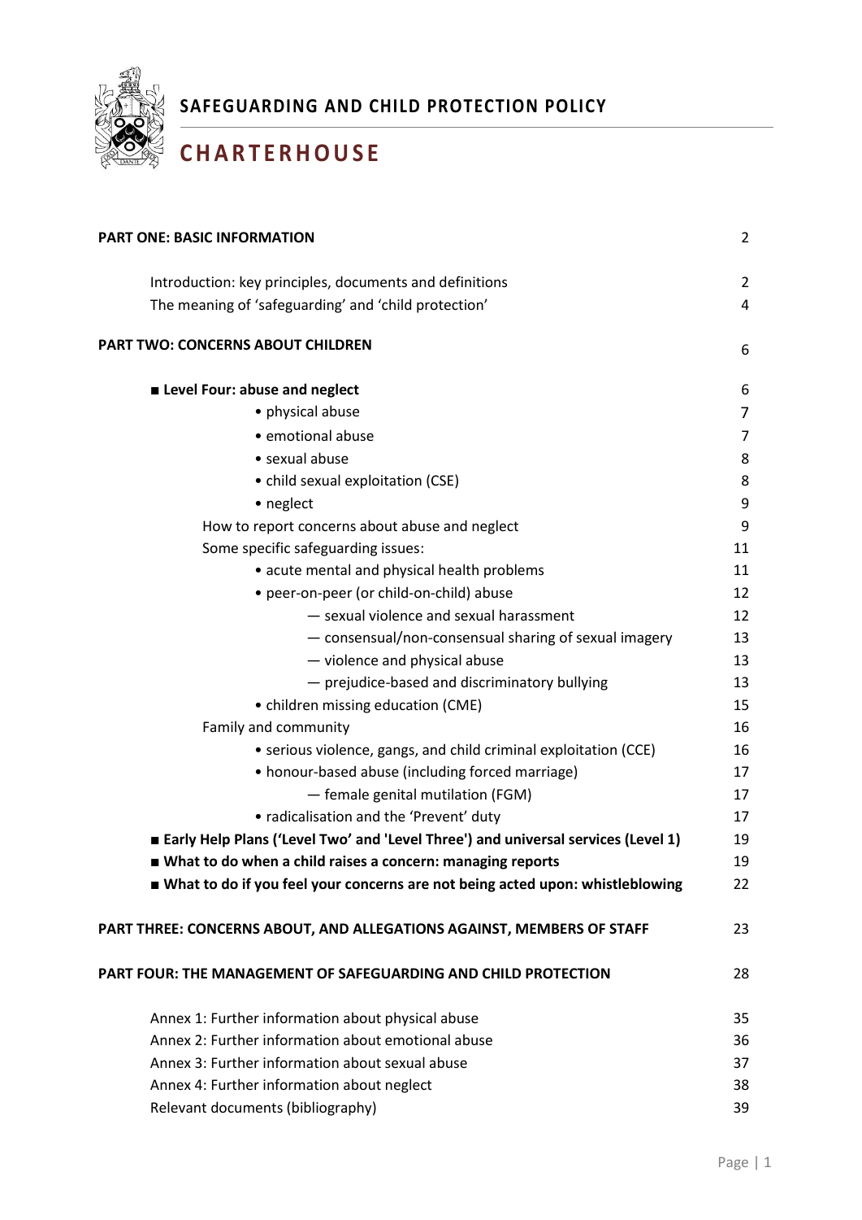# SAFEGUARDING AND CHILD PROTECTION POLICY

## CHARTERHOUSE

| | |
|---|---|
| **PART ONE: BASIC INFORMATION** | 2 |
| Introduction: key principles, documents and definitions | 2 |
| The meaning of 'safeguarding' and 'child protection' | 4 |
| **PART TWO: CONCERNS ABOUT CHILDREN** | 6 |
| **■ Level Four: abuse and neglect** | 6 |
| • physical abuse | 7 |
| • emotional abuse | 7 |
| • sexual abuse | 8 |
| • child sexual exploitation (CSE) | 8 |
| • neglect | 9 |
| How to report concerns about abuse and neglect | 9 |
| Some specific safeguarding issues: | 11 |
| • acute mental and physical health problems | 11 |
| • peer-on-peer (or child-on-child) abuse | 12 |
| — sexual violence and sexual harassment | 12 |
| — consensual/non-consensual sharing of sexual imagery | 13 |
| — violence and physical abuse | 13 |
| — prejudice-based and discriminatory bullying | 13 |
| • children missing education (CME) | 15 |
| Family and community | 16 |
| • serious violence, gangs, and child criminal exploitation (CCE) | 16 |
| • honour-based abuse (including forced marriage) | 17 |
| — female genital mutilation (FGM) | 17 |
| • radicalisation and the 'Prevent' duty | 17 |
| **■ Early Help Plans ('Level Two' and 'Level Three') and universal services (Level 1)** | 19 |
| **■ What to do when a child raises a concern: managing reports** | 19 |
| **■ What to do if you feel your concerns are not being acted upon: whistleblowing** | 22 |
| **PART THREE: CONCERNS ABOUT, AND ALLEGATIONS AGAINST, MEMBERS OF STAFF** | 23 |
| **PART FOUR: THE MANAGEMENT OF SAFEGUARDING AND CHILD PROTECTION** | 28 |
| Annex 1: Further information about physical abuse | 35 |
| Annex 2: Further information about emotional abuse | 36 |
| Annex 3: Further information about sexual abuse | 37 |
| Annex 4: Further information about neglect | 38 |
| Relevant documents (bibliography) | 39 |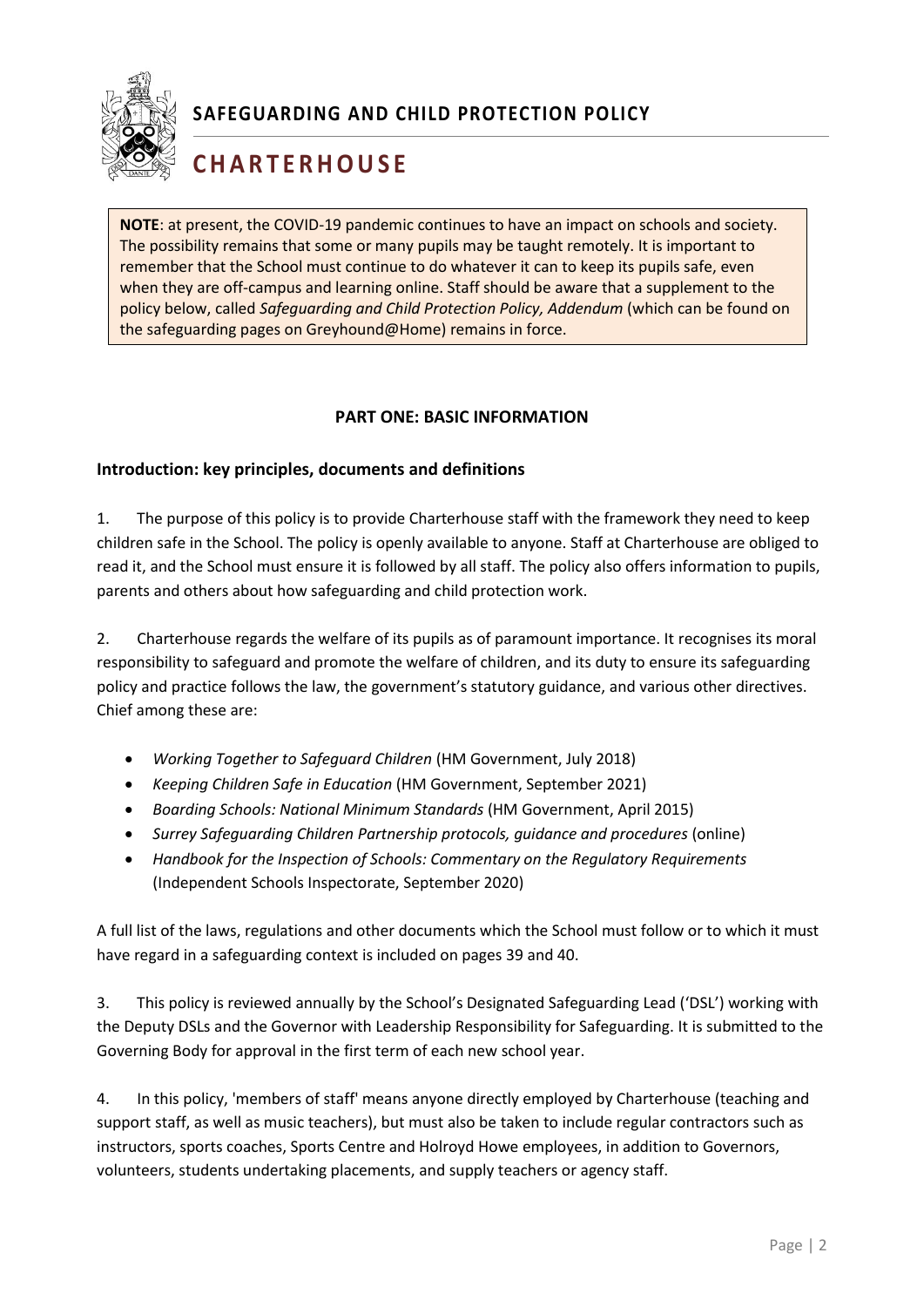**NOTE**: at present, the COVID-19 pandemic continues to have an impact on schools and society. The possibility remains that some or many pupils may be taught remotely. It is important to remember that the School must continue to do whatever it can to keep its pupils safe, even when they are off-campus and learning online. Staff should be aware that a supplement to the policy below, called *Safeguarding and Child Protection Policy, Addendum* (which can be found on the safeguarding pages on Greyhound@Home) remains in force.

## PART ONE: BASIC INFORMATION

### Introduction: key principles, documents and definitions

1. The purpose of this policy is to provide Charterhouse staff with the framework they need to keep children safe in the School. The policy is openly available to anyone. Staff at Charterhouse are obliged to read it, and the School must ensure it is followed by all staff. The policy also offers information to pupils, parents and others about how safeguarding and child protection work.

2. Charterhouse regards the welfare of its pupils as of paramount importance. It recognises its moral responsibility to safeguard and promote the welfare of children, and its duty to ensure its safeguarding policy and practice follows the law, the government's statutory guidance, and various other directives. Chief among these are:

- *Working Together to Safeguard Children* (HM Government, July 2018)
- *Keeping Children Safe in Education* (HM Government, September 2021)
- *Boarding Schools: National Minimum Standards* (HM Government, April 2015)
- *Surrey Safeguarding Children Partnership protocols, guidance and procedures* (online)
- *Handbook for the Inspection of Schools: Commentary on the Regulatory Requirements* (Independent Schools Inspectorate, September 2020)

A full list of the laws, regulations and other documents which the School must follow or to which it must have regard in a safeguarding context is included on pages 39 and 40.

3. This policy is reviewed annually by the School's Designated Safeguarding Lead ('DSL') working with the Deputy DSLs and the Governor with Leadership Responsibility for Safeguarding. It is submitted to the Governing Body for approval in the first term of each new school year.

4. In this policy, 'members of staff' means anyone directly employed by Charterhouse (teaching and support staff, as well as music teachers), but must also be taken to include regular contractors such as instructors, sports coaches, Sports Centre and Holroyd Howe employees, in addition to Governors, volunteers, students undertaking placements, and supply teachers or agency staff.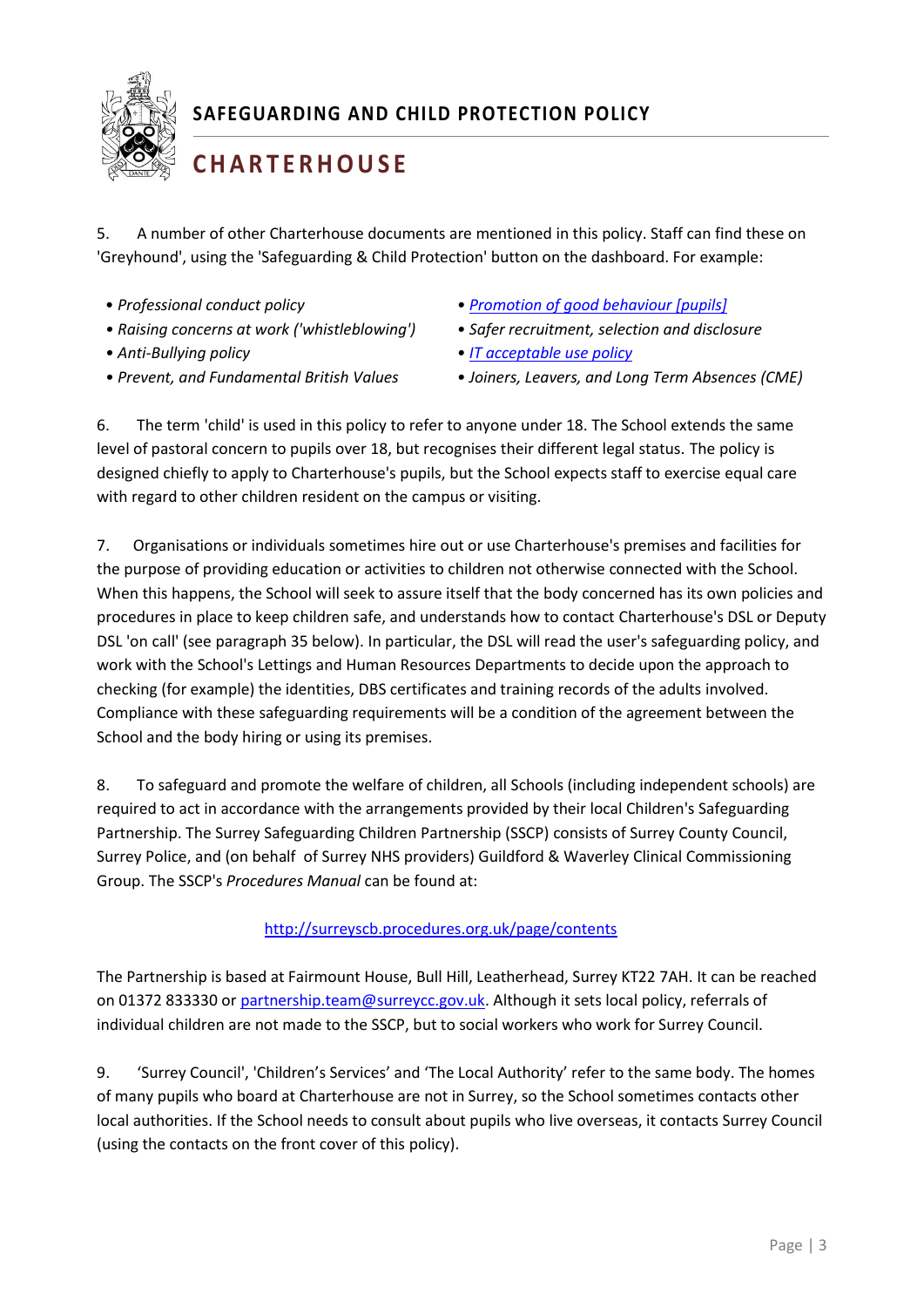5. A number of other Charterhouse documents are mentioned in this policy. Staff can find these on 'Greyhound', using the 'Safeguarding & Child Protection' button on the dashboard. For example:

- *Professional conduct policy*
- *Raising concerns at work ('whistleblowing')*
- *Anti-Bullying policy*
- *Prevent, and Fundamental British Values*
- *Promotion of good behaviour [pupils]*
- *Safer recruitment, selection and disclosure*
- *IT acceptable use policy*
- *Joiners, Leavers, and Long Term Absences (CME)*

6. The term 'child' is used in this policy to refer to anyone under 18. The School extends the same level of pastoral concern to pupils over 18, but recognises their different legal status. The policy is designed chiefly to apply to Charterhouse's pupils, but the School expects staff to exercise equal care with regard to other children resident on the campus or visiting.

7. Organisations or individuals sometimes hire out or use Charterhouse's premises and facilities for the purpose of providing education or activities to children not otherwise connected with the School. When this happens, the School will seek to assure itself that the body concerned has its own policies and procedures in place to keep children safe, and understands how to contact Charterhouse's DSL or Deputy DSL 'on call' (see paragraph 35 below). In particular, the DSL will read the user's safeguarding policy, and work with the School's Lettings and Human Resources Departments to decide upon the approach to checking (for example) the identities, DBS certificates and training records of the adults involved. Compliance with these safeguarding requirements will be a condition of the agreement between the School and the body hiring or using its premises.

8. To safeguard and promote the welfare of children, all Schools (including independent schools) are required to act in accordance with the arrangements provided by their local Children's Safeguarding Partnership. The Surrey Safeguarding Children Partnership (SSCP) consists of Surrey County Council, Surrey Police, and (on behalf of Surrey NHS providers) Guildford & Waverley Clinical Commissioning Group. The SSCP's *Procedures Manual* can be found at:

http://surreyscb.procedures.org.uk/page/contents

The Partnership is based at Fairmount House, Bull Hill, Leatherhead, Surrey KT22 7AH. It can be reached on 01372 833330 or partnership.team@surreycc.gov.uk. Although it sets local policy, referrals of individual children are not made to the SSCP, but to social workers who work for Surrey Council.

9. 'Surrey Council', 'Children's Services' and 'The Local Authority' refer to the same body. The homes of many pupils who board at Charterhouse are not in Surrey, so the School sometimes contacts other local authorities. If the School needs to consult about pupils who live overseas, it contacts Surrey Council (using the contacts on the front cover of this policy).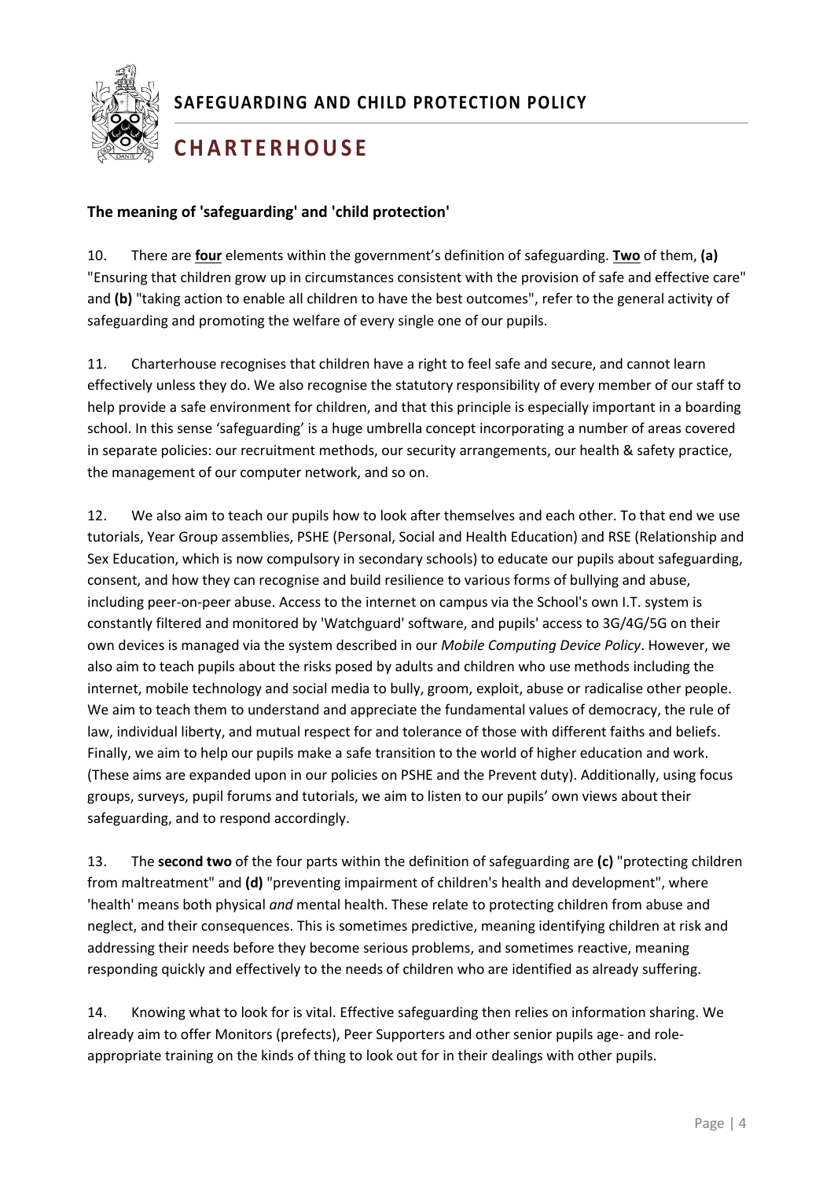### The meaning of 'safeguarding' and 'child protection'

10. There are **four** elements within the government's definition of safeguarding. **Two** of them, **(a)** "Ensuring that children grow up in circumstances consistent with the provision of safe and effective care" and **(b)** "taking action to enable all children to have the best outcomes", refer to the general activity of safeguarding and promoting the welfare of every single one of our pupils.

11. Charterhouse recognises that children have a right to feel safe and secure, and cannot learn effectively unless they do. We also recognise the statutory responsibility of every member of our staff to help provide a safe environment for children, and that this principle is especially important in a boarding school. In this sense 'safeguarding' is a huge umbrella concept incorporating a number of areas covered in separate policies: our recruitment methods, our security arrangements, our health & safety practice, the management of our computer network, and so on.

12. We also aim to teach our pupils how to look after themselves and each other. To that end we use tutorials, Year Group assemblies, PSHE (Personal, Social and Health Education) and RSE (Relationship and Sex Education, which is now compulsory in secondary schools) to educate our pupils about safeguarding, consent, and how they can recognise and build resilience to various forms of bullying and abuse, including peer-on-peer abuse. Access to the internet on campus via the School's own I.T. system is constantly filtered and monitored by 'Watchguard' software, and pupils' access to 3G/4G/5G on their own devices is managed via the system described in our *Mobile Computing Device Policy*. However, we also aim to teach pupils about the risks posed by adults and children who use methods including the internet, mobile technology and social media to bully, groom, exploit, abuse or radicalise other people. We aim to teach them to understand and appreciate the fundamental values of democracy, the rule of law, individual liberty, and mutual respect for and tolerance of those with different faiths and beliefs. Finally, we aim to help our pupils make a safe transition to the world of higher education and work. (These aims are expanded upon in our policies on PSHE and the Prevent duty). Additionally, using focus groups, surveys, pupil forums and tutorials, we aim to listen to our pupils' own views about their safeguarding, and to respond accordingly.

13. The **second two** of the four parts within the definition of safeguarding are **(c)** "protecting children from maltreatment" and **(d)** "preventing impairment of children's health and development", where 'health' means both physical *and* mental health. These relate to protecting children from abuse and neglect, and their consequences. This is sometimes predictive, meaning identifying children at risk and addressing their needs before they become serious problems, and sometimes reactive, meaning responding quickly and effectively to the needs of children who are identified as already suffering.

14. Knowing what to look for is vital. Effective safeguarding then relies on information sharing. We already aim to offer Monitors (prefects), Peer Supporters and other senior pupils age- and role-appropriate training on the kinds of thing to look out for in their dealings with other pupils.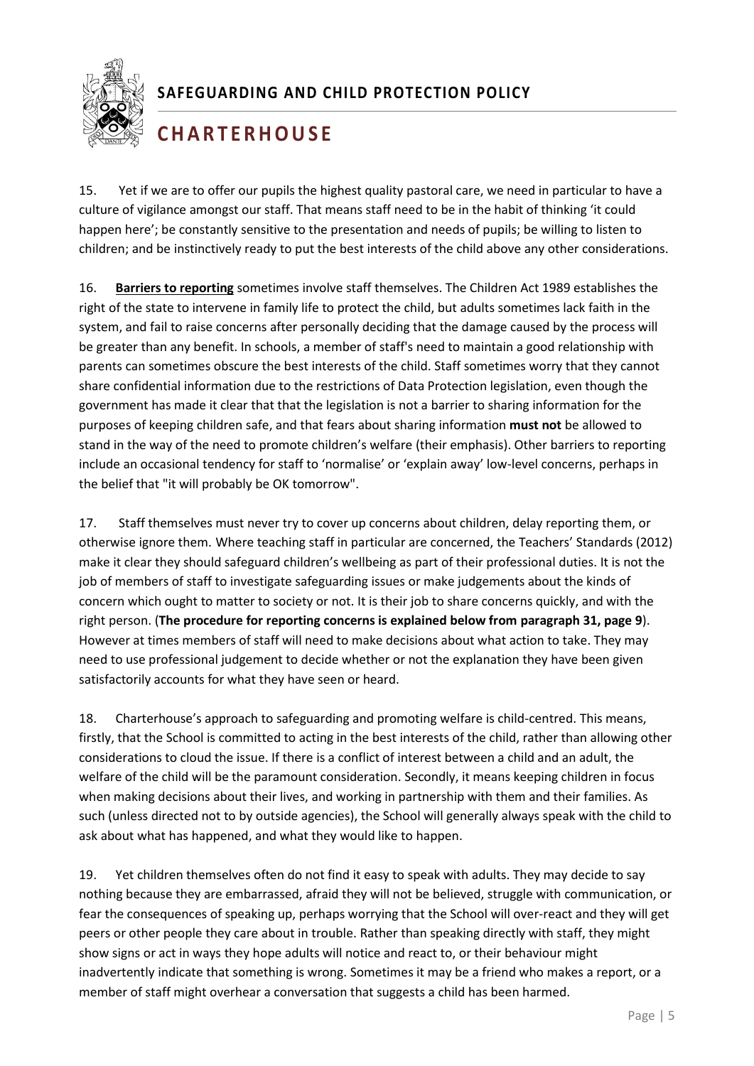15. Yet if we are to offer our pupils the highest quality pastoral care, we need in particular to have a culture of vigilance amongst our staff. That means staff need to be in the habit of thinking 'it could happen here'; be constantly sensitive to the presentation and needs of pupils; be willing to listen to children; and be instinctively ready to put the best interests of the child above any other considerations.

16. **Barriers to reporting** sometimes involve staff themselves. The Children Act 1989 establishes the right of the state to intervene in family life to protect the child, but adults sometimes lack faith in the system, and fail to raise concerns after personally deciding that the damage caused by the process will be greater than any benefit. In schools, a member of staff's need to maintain a good relationship with parents can sometimes obscure the best interests of the child. Staff sometimes worry that they cannot share confidential information due to the restrictions of Data Protection legislation, even though the government has made it clear that that the legislation is not a barrier to sharing information for the purposes of keeping children safe, and that fears about sharing information **must not** be allowed to stand in the way of the need to promote children's welfare (their emphasis). Other barriers to reporting include an occasional tendency for staff to 'normalise' or 'explain away' low-level concerns, perhaps in the belief that "it will probably be OK tomorrow".

17. Staff themselves must never try to cover up concerns about children, delay reporting them, or otherwise ignore them. Where teaching staff in particular are concerned, the Teachers' Standards (2012) make it clear they should safeguard children's wellbeing as part of their professional duties. It is not the job of members of staff to investigate safeguarding issues or make judgements about the kinds of concern which ought to matter to society or not. It is their job to share concerns quickly, and with the right person. (**The procedure for reporting concerns is explained below from paragraph 31, page 9**). However at times members of staff will need to make decisions about what action to take. They may need to use professional judgement to decide whether or not the explanation they have been given satisfactorily accounts for what they have seen or heard.

18. Charterhouse's approach to safeguarding and promoting welfare is child-centred. This means, firstly, that the School is committed to acting in the best interests of the child, rather than allowing other considerations to cloud the issue. If there is a conflict of interest between a child and an adult, the welfare of the child will be the paramount consideration. Secondly, it means keeping children in focus when making decisions about their lives, and working in partnership with them and their families. As such (unless directed not to by outside agencies), the School will generally always speak with the child to ask about what has happened, and what they would like to happen.

19. Yet children themselves often do not find it easy to speak with adults. They may decide to say nothing because they are embarrassed, afraid they will not be believed, struggle with communication, or fear the consequences of speaking up, perhaps worrying that the School will over-react and they will get peers or other people they care about in trouble. Rather than speaking directly with staff, they might show signs or act in ways they hope adults will notice and react to, or their behaviour might inadvertently indicate that something is wrong. Sometimes it may be a friend who makes a report, or a member of staff might overhear a conversation that suggests a child has been harmed.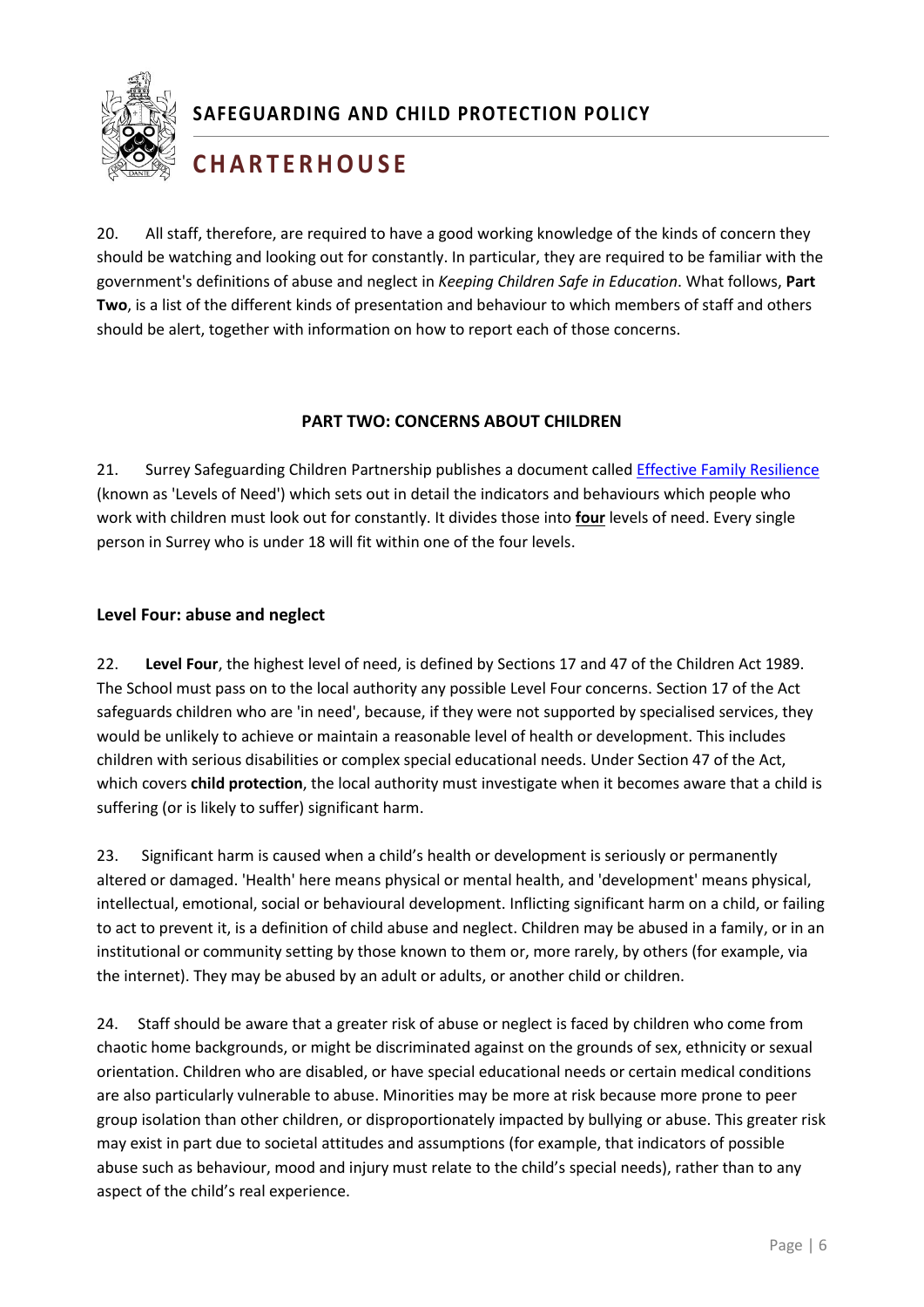20. All staff, therefore, are required to have a good working knowledge of the kinds of concern they should be watching and looking out for constantly. In particular, they are required to be familiar with the government's definitions of abuse and neglect in *Keeping Children Safe in Education*. What follows, **Part Two**, is a list of the different kinds of presentation and behaviour to which members of staff and others should be alert, together with information on how to report each of those concerns.

## PART TWO: CONCERNS ABOUT CHILDREN

21. Surrey Safeguarding Children Partnership publishes a document called [Effective Family Resilience](#) (known as 'Levels of Need') which sets out in detail the indicators and behaviours which people who work with children must look out for constantly. It divides those into **four** levels of need. Every single person in Surrey who is under 18 will fit within one of the four levels.

### Level Four: abuse and neglect

22. **Level Four**, the highest level of need, is defined by Sections 17 and 47 of the Children Act 1989. The School must pass on to the local authority any possible Level Four concerns. Section 17 of the Act safeguards children who are 'in need', because, if they were not supported by specialised services, they would be unlikely to achieve or maintain a reasonable level of health or development. This includes children with serious disabilities or complex special educational needs. Under Section 47 of the Act, which covers **child protection**, the local authority must investigate when it becomes aware that a child is suffering (or is likely to suffer) significant harm.

23. Significant harm is caused when a child's health or development is seriously or permanently altered or damaged. 'Health' here means physical or mental health, and 'development' means physical, intellectual, emotional, social or behavioural development. Inflicting significant harm on a child, or failing to act to prevent it, is a definition of child abuse and neglect. Children may be abused in a family, or in an institutional or community setting by those known to them or, more rarely, by others (for example, via the internet). They may be abused by an adult or adults, or another child or children.

24. Staff should be aware that a greater risk of abuse or neglect is faced by children who come from chaotic home backgrounds, or might be discriminated against on the grounds of sex, ethnicity or sexual orientation. Children who are disabled, or have special educational needs or certain medical conditions are also particularly vulnerable to abuse. Minorities may be more at risk because more prone to peer group isolation than other children, or disproportionately impacted by bullying or abuse. This greater risk may exist in part due to societal attitudes and assumptions (for example, that indicators of possible abuse such as behaviour, mood and injury must relate to the child's special needs), rather than to any aspect of the child's real experience.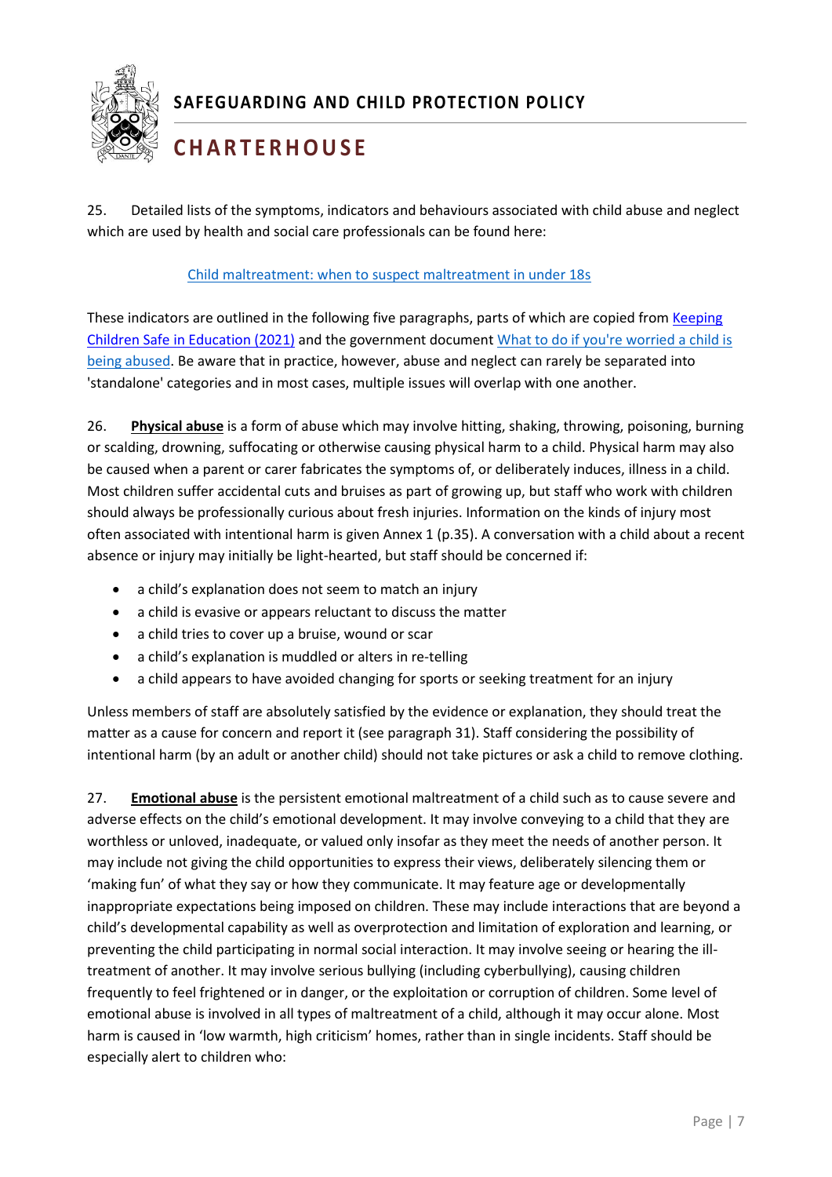25. Detailed lists of the symptoms, indicators and behaviours associated with child abuse and neglect which are used by health and social care professionals can be found here:

[Child maltreatment: when to suspect maltreatment in under 18s]

These indicators are outlined in the following five paragraphs, parts of which are copied from [Keeping Children Safe in Education (2021)] and the government document [What to do if you're worried a child is being abused]. Be aware that in practice, however, abuse and neglect can rarely be separated into 'standalone' categories and in most cases, multiple issues will overlap with one another.

26. **Physical abuse** is a form of abuse which may involve hitting, shaking, throwing, poisoning, burning or scalding, drowning, suffocating or otherwise causing physical harm to a child. Physical harm may also be caused when a parent or carer fabricates the symptoms of, or deliberately induces, illness in a child. Most children suffer accidental cuts and bruises as part of growing up, but staff who work with children should always be professionally curious about fresh injuries. Information on the kinds of injury most often associated with intentional harm is given Annex 1 (p.35). A conversation with a child about a recent absence or injury may initially be light-hearted, but staff should be concerned if:

- a child's explanation does not seem to match an injury
- a child is evasive or appears reluctant to discuss the matter
- a child tries to cover up a bruise, wound or scar
- a child's explanation is muddled or alters in re-telling
- a child appears to have avoided changing for sports or seeking treatment for an injury

Unless members of staff are absolutely satisfied by the evidence or explanation, they should treat the matter as a cause for concern and report it (see paragraph 31). Staff considering the possibility of intentional harm (by an adult or another child) should not take pictures or ask a child to remove clothing.

27. **Emotional abuse** is the persistent emotional maltreatment of a child such as to cause severe and adverse effects on the child's emotional development. It may involve conveying to a child that they are worthless or unloved, inadequate, or valued only insofar as they meet the needs of another person. It may include not giving the child opportunities to express their views, deliberately silencing them or 'making fun' of what they say or how they communicate. It may feature age or developmentally inappropriate expectations being imposed on children. These may include interactions that are beyond a child's developmental capability as well as overprotection and limitation of exploration and learning, or preventing the child participating in normal social interaction. It may involve seeing or hearing the ill-treatment of another. It may involve serious bullying (including cyberbullying), causing children frequently to feel frightened or in danger, or the exploitation or corruption of children. Some level of emotional abuse is involved in all types of maltreatment of a child, although it may occur alone. Most harm is caused in 'low warmth, high criticism' homes, rather than in single incidents. Staff should be especially alert to children who: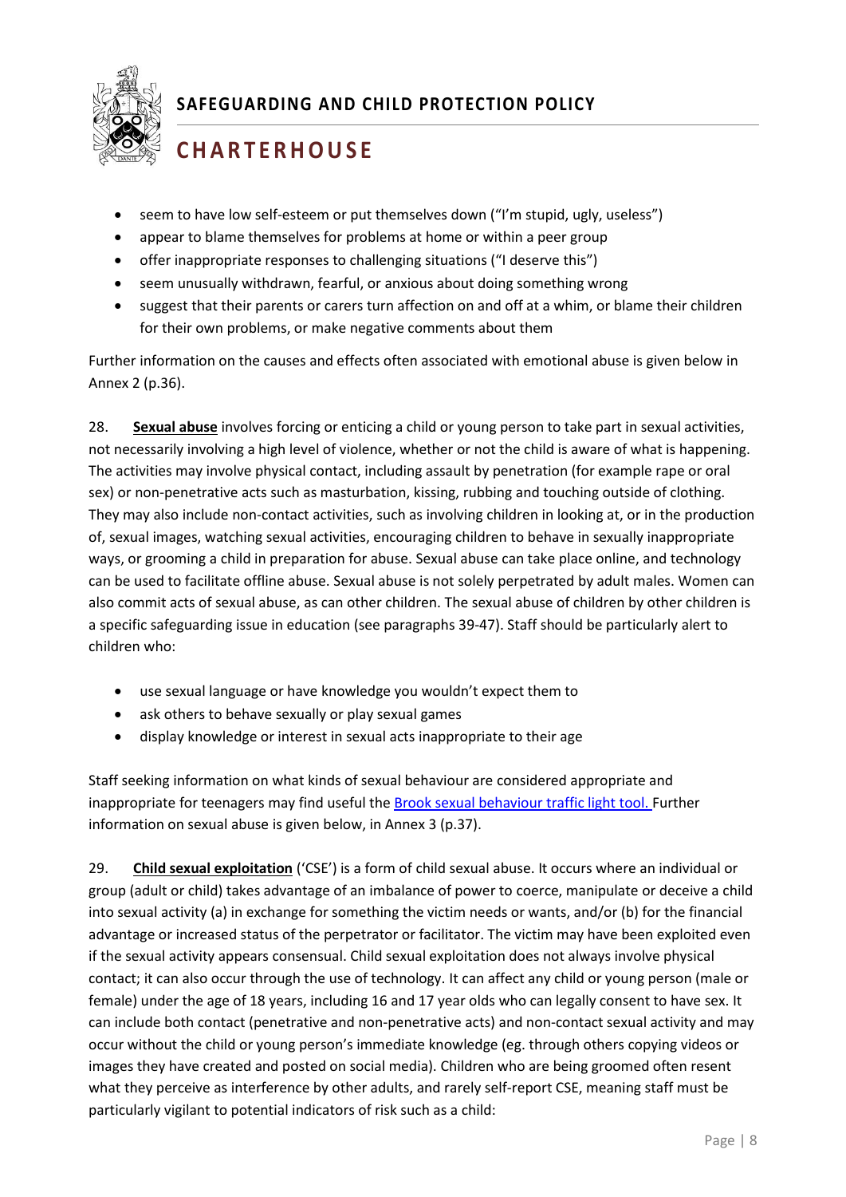- seem to have low self-esteem or put themselves down ("I'm stupid, ugly, useless")
- appear to blame themselves for problems at home or within a peer group
- offer inappropriate responses to challenging situations ("I deserve this")
- seem unusually withdrawn, fearful, or anxious about doing something wrong
- suggest that their parents or carers turn affection on and off at a whim, or blame their children for their own problems, or make negative comments about them

Further information on the causes and effects often associated with emotional abuse is given below in Annex 2 (p.36).

28. **Sexual abuse** involves forcing or enticing a child or young person to take part in sexual activities, not necessarily involving a high level of violence, whether or not the child is aware of what is happening. The activities may involve physical contact, including assault by penetration (for example rape or oral sex) or non-penetrative acts such as masturbation, kissing, rubbing and touching outside of clothing. They may also include non-contact activities, such as involving children in looking at, or in the production of, sexual images, watching sexual activities, encouraging children to behave in sexually inappropriate ways, or grooming a child in preparation for abuse. Sexual abuse can take place online, and technology can be used to facilitate offline abuse. Sexual abuse is not solely perpetrated by adult males. Women can also commit acts of sexual abuse, as can other children. The sexual abuse of children by other children is a specific safeguarding issue in education (see paragraphs 39-47). Staff should be particularly alert to children who:

- use sexual language or have knowledge you wouldn't expect them to
- ask others to behave sexually or play sexual games
- display knowledge or interest in sexual acts inappropriate to their age

Staff seeking information on what kinds of sexual behaviour are considered appropriate and inappropriate for teenagers may find useful the Brook sexual behaviour traffic light tool. Further information on sexual abuse is given below, in Annex 3 (p.37).

29. **Child sexual exploitation** ('CSE') is a form of child sexual abuse. It occurs where an individual or group (adult or child) takes advantage of an imbalance of power to coerce, manipulate or deceive a child into sexual activity (a) in exchange for something the victim needs or wants, and/or (b) for the financial advantage or increased status of the perpetrator or facilitator. The victim may have been exploited even if the sexual activity appears consensual. Child sexual exploitation does not always involve physical contact; it can also occur through the use of technology. It can affect any child or young person (male or female) under the age of 18 years, including 16 and 17 year olds who can legally consent to have sex. It can include both contact (penetrative and non-penetrative acts) and non-contact sexual activity and may occur without the child or young person's immediate knowledge (eg. through others copying videos or images they have created and posted on social media). Children who are being groomed often resent what they perceive as interference by other adults, and rarely self-report CSE, meaning staff must be particularly vigilant to potential indicators of risk such as a child: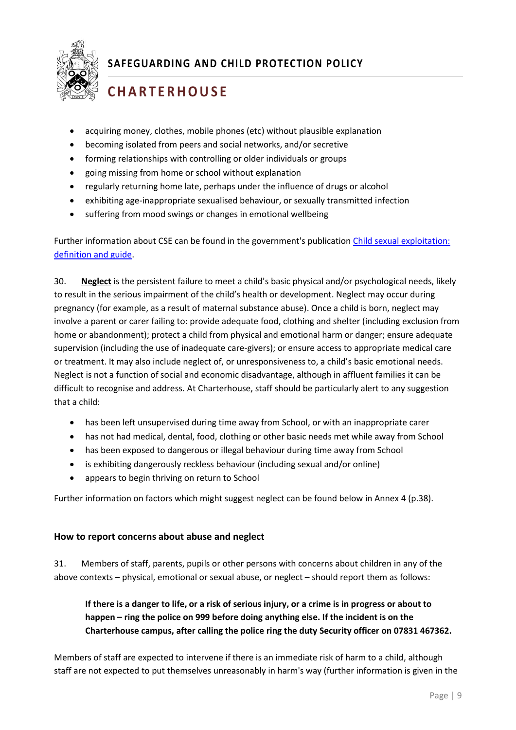- acquiring money, clothes, mobile phones (etc) without plausible explanation
- becoming isolated from peers and social networks, and/or secretive
- forming relationships with controlling or older individuals or groups
- going missing from home or school without explanation
- regularly returning home late, perhaps under the influence of drugs or alcohol
- exhibiting age-inappropriate sexualised behaviour, or sexually transmitted infection
- suffering from mood swings or changes in emotional wellbeing

Further information about CSE can be found in the government's publication [Child sexual exploitation: definition and guide](#).

30. **Neglect** is the persistent failure to meet a child's basic physical and/or psychological needs, likely to result in the serious impairment of the child's health or development. Neglect may occur during pregnancy (for example, as a result of maternal substance abuse). Once a child is born, neglect may involve a parent or carer failing to: provide adequate food, clothing and shelter (including exclusion from home or abandonment); protect a child from physical and emotional harm or danger; ensure adequate supervision (including the use of inadequate care-givers); or ensure access to appropriate medical care or treatment. It may also include neglect of, or unresponsiveness to, a child's basic emotional needs. Neglect is not a function of social and economic disadvantage, although in affluent families it can be difficult to recognise and address. At Charterhouse, staff should be particularly alert to any suggestion that a child:

- has been left unsupervised during time away from School, or with an inappropriate carer
- has not had medical, dental, food, clothing or other basic needs met while away from School
- has been exposed to dangerous or illegal behaviour during time away from School
- is exhibiting dangerously reckless behaviour (including sexual and/or online)
- appears to begin thriving on return to School

Further information on factors which might suggest neglect can be found below in Annex 4 (p.38).

### How to report concerns about abuse and neglect

31. Members of staff, parents, pupils or other persons with concerns about children in any of the above contexts – physical, emotional or sexual abuse, or neglect – should report them as follows:

> **If there is a danger to life, or a risk of serious injury, or a crime is in progress or about to happen – ring the police on 999 before doing anything else. If the incident is on the Charterhouse campus, after calling the police ring the duty Security officer on 07831 467362.**

Members of staff are expected to intervene if there is an immediate risk of harm to a child, although staff are not expected to put themselves unreasonably in harm's way (further information is given in the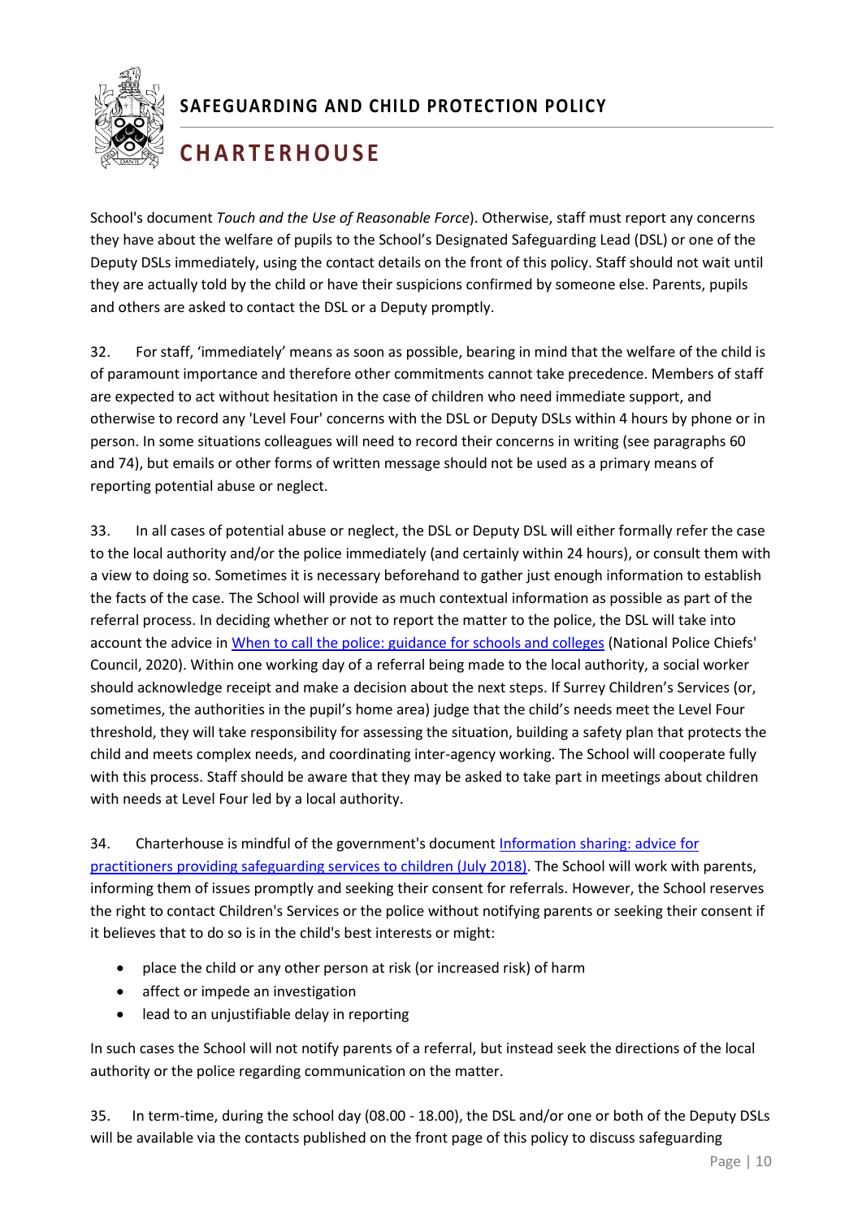School's document *Touch and the Use of Reasonable Force*). Otherwise, staff must report any concerns they have about the welfare of pupils to the School's Designated Safeguarding Lead (DSL) or one of the Deputy DSLs immediately, using the contact details on the front of this policy. Staff should not wait until they are actually told by the child or have their suspicions confirmed by someone else. Parents, pupils and others are asked to contact the DSL or a Deputy promptly.

32. For staff, 'immediately' means as soon as possible, bearing in mind that the welfare of the child is of paramount importance and therefore other commitments cannot take precedence. Members of staff are expected to act without hesitation in the case of children who need immediate support, and otherwise to record any 'Level Four' concerns with the DSL or Deputy DSLs within 4 hours by phone or in person. In some situations colleagues will need to record their concerns in writing (see paragraphs 60 and 74), but emails or other forms of written message should not be used as a primary means of reporting potential abuse or neglect.

33. In all cases of potential abuse or neglect, the DSL or Deputy DSL will either formally refer the case to the local authority and/or the police immediately (and certainly within 24 hours), or consult them with a view to doing so. Sometimes it is necessary beforehand to gather just enough information to establish the facts of the case. The School will provide as much contextual information as possible as part of the referral process. In deciding whether or not to report the matter to the police, the DSL will take into account the advice in [When to call the police: guidance for schools and colleges](#) (National Police Chiefs' Council, 2020). Within one working day of a referral being made to the local authority, a social worker should acknowledge receipt and make a decision about the next steps. If Surrey Children's Services (or, sometimes, the authorities in the pupil's home area) judge that the child's needs meet the Level Four threshold, they will take responsibility for assessing the situation, building a safety plan that protects the child and meets complex needs, and coordinating inter-agency working. The School will cooperate fully with this process. Staff should be aware that they may be asked to take part in meetings about children with needs at Level Four led by a local authority.

34. Charterhouse is mindful of the government's document [Information sharing: advice for practitioners providing safeguarding services to children (July 2018)](#). The School will work with parents, informing them of issues promptly and seeking their consent for referrals. However, the School reserves the right to contact Children's Services or the police without notifying parents or seeking their consent if it believes that to do so is in the child's best interests or might:

- place the child or any other person at risk (or increased risk) of harm
- affect or impede an investigation
- lead to an unjustifiable delay in reporting

In such cases the School will not notify parents of a referral, but instead seek the directions of the local authority or the police regarding communication on the matter.

35. In term-time, during the school day (08.00 - 18.00), the DSL and/or one or both of the Deputy DSLs will be available via the contacts published on the front page of this policy to discuss safeguarding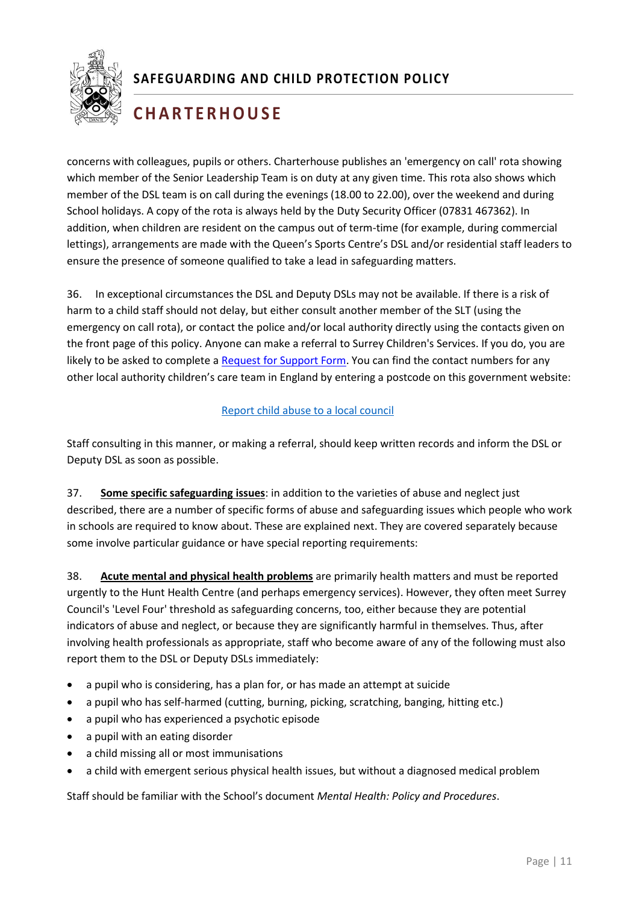concerns with colleagues, pupils or others. Charterhouse publishes an 'emergency on call' rota showing which member of the Senior Leadership Team is on duty at any given time. This rota also shows which member of the DSL team is on call during the evenings (18.00 to 22.00), over the weekend and during School holidays. A copy of the rota is always held by the Duty Security Officer (07831 467362). In addition, when children are resident on the campus out of term-time (for example, during commercial lettings), arrangements are made with the Queen's Sports Centre's DSL and/or residential staff leaders to ensure the presence of someone qualified to take a lead in safeguarding matters.

36. In exceptional circumstances the DSL and Deputy DSLs may not be available. If there is a risk of harm to a child staff should not delay, but either consult another member of the SLT (using the emergency on call rota), or contact the police and/or local authority directly using the contacts given on the front page of this policy. Anyone can make a referral to Surrey Children's Services. If you do, you are likely to be asked to complete a Request for Support Form. You can find the contact numbers for any other local authority children's care team in England by entering a postcode on this government website:

Report child abuse to a local council

Staff consulting in this manner, or making a referral, should keep written records and inform the DSL or Deputy DSL as soon as possible.

37. **Some specific safeguarding issues**: in addition to the varieties of abuse and neglect just described, there are a number of specific forms of abuse and safeguarding issues which people who work in schools are required to know about. These are explained next. They are covered separately because some involve particular guidance or have special reporting requirements:

38. **Acute mental and physical health problems** are primarily health matters and must be reported urgently to the Hunt Health Centre (and perhaps emergency services). However, they often meet Surrey Council's 'Level Four' threshold as safeguarding concerns, too, either because they are potential indicators of abuse and neglect, or because they are significantly harmful in themselves. Thus, after involving health professionals as appropriate, staff who become aware of any of the following must also report them to the DSL or Deputy DSLs immediately:

- a pupil who is considering, has a plan for, or has made an attempt at suicide
- a pupil who has self-harmed (cutting, burning, picking, scratching, banging, hitting etc.)
- a pupil who has experienced a psychotic episode
- a pupil with an eating disorder
- a child missing all or most immunisations
- a child with emergent serious physical health issues, but without a diagnosed medical problem

Staff should be familiar with the School's document *Mental Health: Policy and Procedures*.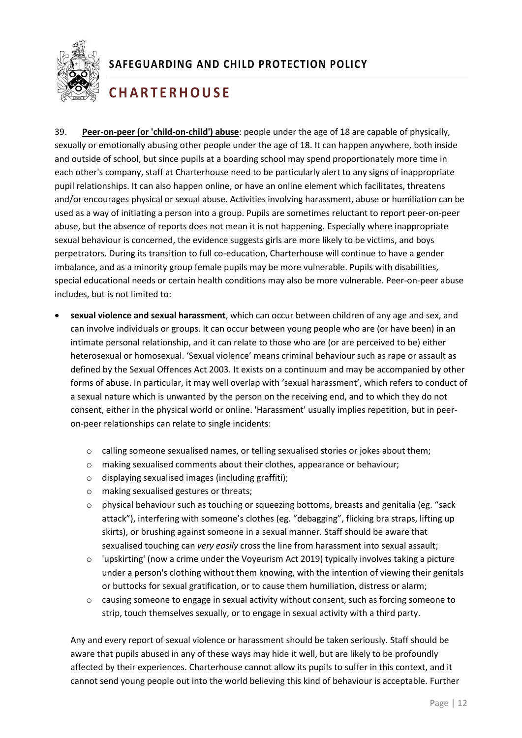39. **Peer-on-peer (or 'child-on-child') abuse**: people under the age of 18 are capable of physically, sexually or emotionally abusing other people under the age of 18. It can happen anywhere, both inside and outside of school, but since pupils at a boarding school may spend proportionately more time in each other's company, staff at Charterhouse need to be particularly alert to any signs of inappropriate pupil relationships. It can also happen online, or have an online element which facilitates, threatens and/or encourages physical or sexual abuse. Activities involving harassment, abuse or humiliation can be used as a way of initiating a person into a group. Pupils are sometimes reluctant to report peer-on-peer abuse, but the absence of reports does not mean it is not happening. Especially where inappropriate sexual behaviour is concerned, the evidence suggests girls are more likely to be victims, and boys perpetrators. During its transition to full co-education, Charterhouse will continue to have a gender imbalance, and as a minority group female pupils may be more vulnerable. Pupils with disabilities, special educational needs or certain health conditions may also be more vulnerable. Peer-on-peer abuse includes, but is not limited to:

- **sexual violence and sexual harassment**, which can occur between children of any age and sex, and can involve individuals or groups. It can occur between young people who are (or have been) in an intimate personal relationship, and it can relate to those who are (or are perceived to be) either heterosexual or homosexual. 'Sexual violence' means criminal behaviour such as rape or assault as defined by the Sexual Offences Act 2003. It exists on a continuum and may be accompanied by other forms of abuse. In particular, it may well overlap with 'sexual harassment', which refers to conduct of a sexual nature which is unwanted by the person on the receiving end, and to which they do not consent, either in the physical world or online. 'Harassment' usually implies repetition, but in peer-on-peer relationships can relate to single incidents:
    - calling someone sexualised names, or telling sexualised stories or jokes about them;
    - making sexualised comments about their clothes, appearance or behaviour;
    - displaying sexualised images (including graffiti);
    - making sexualised gestures or threats;
    - physical behaviour such as touching or squeezing bottoms, breasts and genitalia (eg. "sack attack"), interfering with someone's clothes (eg. "debagging", flicking bra straps, lifting up skirts), or brushing against someone in a sexual manner. Staff should be aware that sexualised touching can *very easily* cross the line from harassment into sexual assault;
    - 'upskirting' (now a crime under the Voyeurism Act 2019) typically involves taking a picture under a person's clothing without them knowing, with the intention of viewing their genitals or buttocks for sexual gratification, or to cause them humiliation, distress or alarm;
    - causing someone to engage in sexual activity without consent, such as forcing someone to strip, touch themselves sexually, or to engage in sexual activity with a third party.

  Any and every report of sexual violence or harassment should be taken seriously. Staff should be aware that pupils abused in any of these ways may hide it well, but are likely to be profoundly affected by their experiences. Charterhouse cannot allow its pupils to suffer in this context, and it cannot send young people out into the world believing this kind of behaviour is acceptable. Further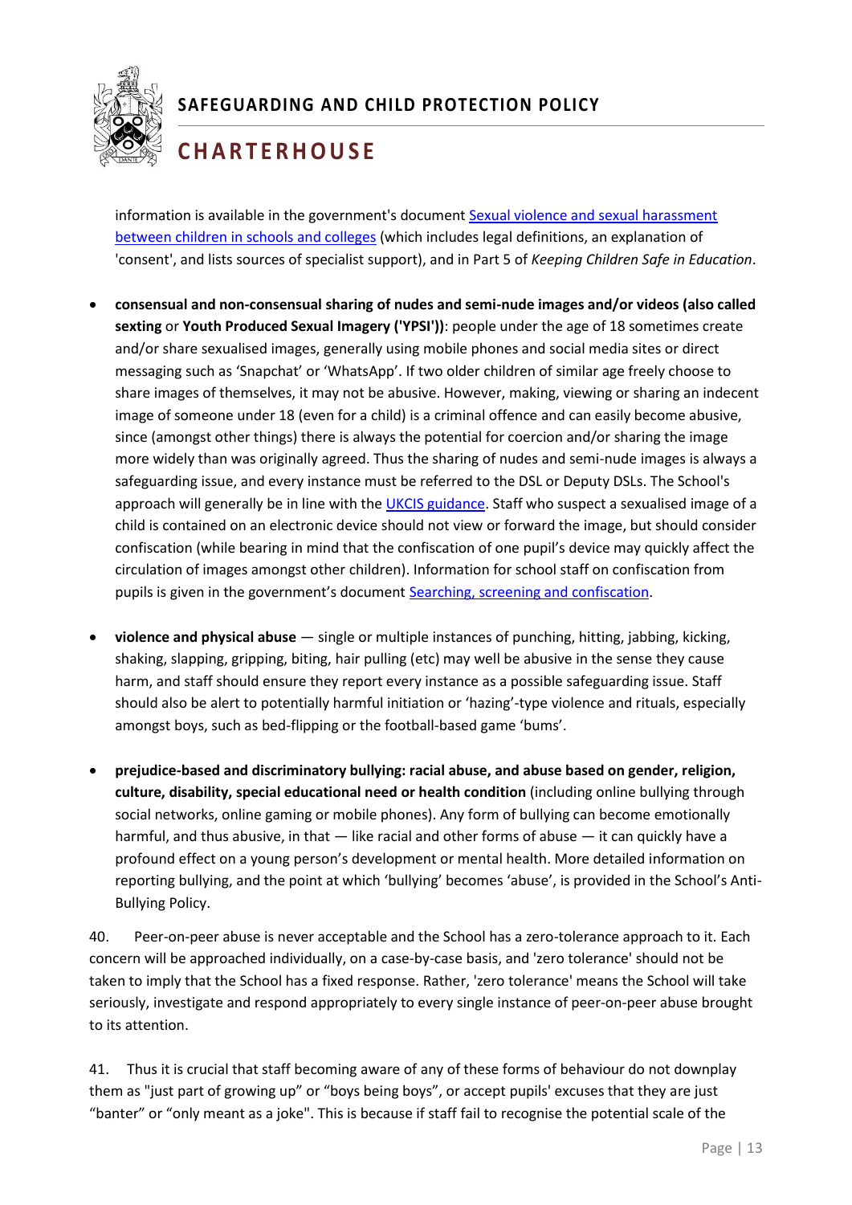information is available in the government's document Sexual violence and sexual harassment between children in schools and colleges (which includes legal definitions, an explanation of 'consent', and lists sources of specialist support), and in Part 5 of *Keeping Children Safe in Education*.

- **consensual and non-consensual sharing of nudes and semi-nude images and/or videos (also called sexting** or **Youth Produced Sexual Imagery ('YPSI'))**: people under the age of 18 sometimes create and/or share sexualised images, generally using mobile phones and social media sites or direct messaging such as 'Snapchat' or 'WhatsApp'. If two older children of similar age freely choose to share images of themselves, it may not be abusive. However, making, viewing or sharing an indecent image of someone under 18 (even for a child) is a criminal offence and can easily become abusive, since (amongst other things) there is always the potential for coercion and/or sharing the image more widely than was originally agreed. Thus the sharing of nudes and semi-nude images is always a safeguarding issue, and every instance must be referred to the DSL or Deputy DSLs. The School's approach will generally be in line with the UKCIS guidance. Staff who suspect a sexualised image of a child is contained on an electronic device should not view or forward the image, but should consider confiscation (while bearing in mind that the confiscation of one pupil's device may quickly affect the circulation of images amongst other children). Information for school staff on confiscation from pupils is given in the government's document Searching, screening and confiscation.

- **violence and physical abuse** — single or multiple instances of punching, hitting, jabbing, kicking, shaking, slapping, gripping, biting, hair pulling (etc) may well be abusive in the sense they cause harm, and staff should ensure they report every instance as a possible safeguarding issue. Staff should also be alert to potentially harmful initiation or 'hazing'-type violence and rituals, especially amongst boys, such as bed-flipping or the football-based game 'bums'.

- **prejudice-based and discriminatory bullying: racial abuse, and abuse based on gender, religion, culture, disability, special educational need or health condition** (including online bullying through social networks, online gaming or mobile phones). Any form of bullying can become emotionally harmful, and thus abusive, in that — like racial and other forms of abuse — it can quickly have a profound effect on a young person's development or mental health. More detailed information on reporting bullying, and the point at which 'bullying' becomes 'abuse', is provided in the School's Anti-Bullying Policy.

40. Peer-on-peer abuse is never acceptable and the School has a zero-tolerance approach to it. Each concern will be approached individually, on a case-by-case basis, and 'zero tolerance' should not be taken to imply that the School has a fixed response. Rather, 'zero tolerance' means the School will take seriously, investigate and respond appropriately to every single instance of peer-on-peer abuse brought to its attention.

41. Thus it is crucial that staff becoming aware of any of these forms of behaviour do not downplay them as "just part of growing up" or "boys being boys", or accept pupils' excuses that they are just "banter" or "only meant as a joke". This is because if staff fail to recognise the potential scale of the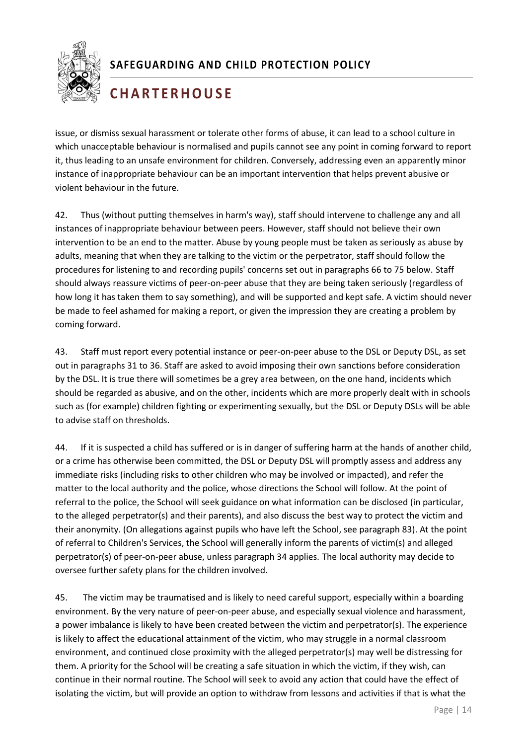issue, or dismiss sexual harassment or tolerate other forms of abuse, it can lead to a school culture in which unacceptable behaviour is normalised and pupils cannot see any point in coming forward to report it, thus leading to an unsafe environment for children. Conversely, addressing even an apparently minor instance of inappropriate behaviour can be an important intervention that helps prevent abusive or violent behaviour in the future.

42. Thus (without putting themselves in harm's way), staff should intervene to challenge any and all instances of inappropriate behaviour between peers. However, staff should not believe their own intervention to be an end to the matter. Abuse by young people must be taken as seriously as abuse by adults, meaning that when they are talking to the victim or the perpetrator, staff should follow the procedures for listening to and recording pupils' concerns set out in paragraphs 66 to 75 below. Staff should always reassure victims of peer-on-peer abuse that they are being taken seriously (regardless of how long it has taken them to say something), and will be supported and kept safe. A victim should never be made to feel ashamed for making a report, or given the impression they are creating a problem by coming forward.

43. Staff must report every potential instance or peer-on-peer abuse to the DSL or Deputy DSL, as set out in paragraphs 31 to 36. Staff are asked to avoid imposing their own sanctions before consideration by the DSL. It is true there will sometimes be a grey area between, on the one hand, incidents which should be regarded as abusive, and on the other, incidents which are more properly dealt with in schools such as (for example) children fighting or experimenting sexually, but the DSL or Deputy DSLs will be able to advise staff on thresholds.

44. If it is suspected a child has suffered or is in danger of suffering harm at the hands of another child, or a crime has otherwise been committed, the DSL or Deputy DSL will promptly assess and address any immediate risks (including risks to other children who may be involved or impacted), and refer the matter to the local authority and the police, whose directions the School will follow. At the point of referral to the police, the School will seek guidance on what information can be disclosed (in particular, to the alleged perpetrator(s) and their parents), and also discuss the best way to protect the victim and their anonymity. (On allegations against pupils who have left the School, see paragraph 83). At the point of referral to Children's Services, the School will generally inform the parents of victim(s) and alleged perpetrator(s) of peer-on-peer abuse, unless paragraph 34 applies. The local authority may decide to oversee further safety plans for the children involved.

45. The victim may be traumatised and is likely to need careful support, especially within a boarding environment. By the very nature of peer-on-peer abuse, and especially sexual violence and harassment, a power imbalance is likely to have been created between the victim and perpetrator(s). The experience is likely to affect the educational attainment of the victim, who may struggle in a normal classroom environment, and continued close proximity with the alleged perpetrator(s) may well be distressing for them. A priority for the School will be creating a safe situation in which the victim, if they wish, can continue in their normal routine. The School will seek to avoid any action that could have the effect of isolating the victim, but will provide an option to withdraw from lessons and activities if that is what the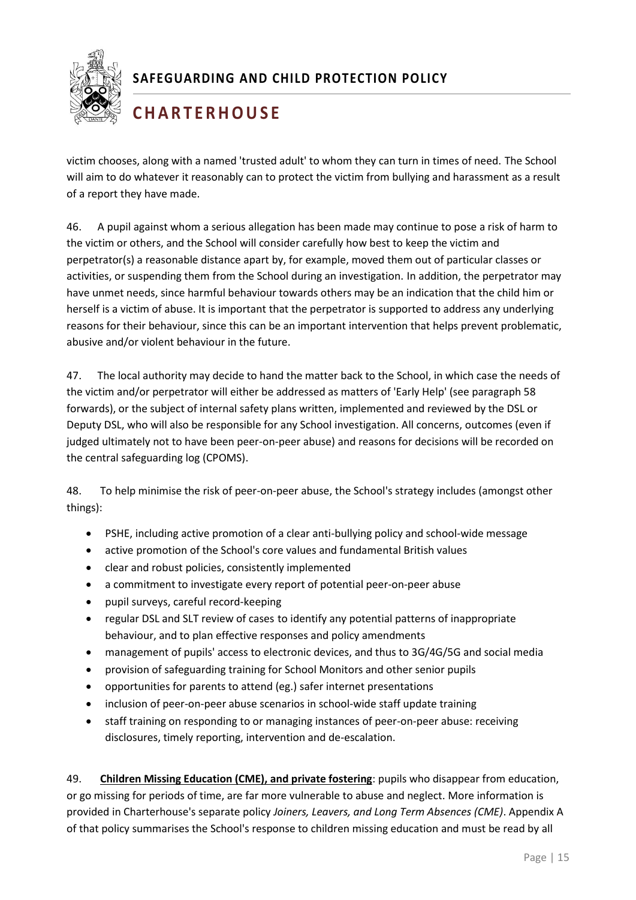victim chooses, along with a named 'trusted adult' to whom they can turn in times of need. The School will aim to do whatever it reasonably can to protect the victim from bullying and harassment as a result of a report they have made.

46. A pupil against whom a serious allegation has been made may continue to pose a risk of harm to the victim or others, and the School will consider carefully how best to keep the victim and perpetrator(s) a reasonable distance apart by, for example, moved them out of particular classes or activities, or suspending them from the School during an investigation. In addition, the perpetrator may have unmet needs, since harmful behaviour towards others may be an indication that the child him or herself is a victim of abuse. It is important that the perpetrator is supported to address any underlying reasons for their behaviour, since this can be an important intervention that helps prevent problematic, abusive and/or violent behaviour in the future.

47. The local authority may decide to hand the matter back to the School, in which case the needs of the victim and/or perpetrator will either be addressed as matters of 'Early Help' (see paragraph 58 forwards), or the subject of internal safety plans written, implemented and reviewed by the DSL or Deputy DSL, who will also be responsible for any School investigation. All concerns, outcomes (even if judged ultimately not to have been peer-on-peer abuse) and reasons for decisions will be recorded on the central safeguarding log (CPOMS).

48. To help minimise the risk of peer-on-peer abuse, the School's strategy includes (amongst other things):

- PSHE, including active promotion of a clear anti-bullying policy and school-wide message
- active promotion of the School's core values and fundamental British values
- clear and robust policies, consistently implemented
- a commitment to investigate every report of potential peer-on-peer abuse
- pupil surveys, careful record-keeping
- regular DSL and SLT review of cases to identify any potential patterns of inappropriate behaviour, and to plan effective responses and policy amendments
- management of pupils' access to electronic devices, and thus to 3G/4G/5G and social media
- provision of safeguarding training for School Monitors and other senior pupils
- opportunities for parents to attend (eg.) safer internet presentations
- inclusion of peer-on-peer abuse scenarios in school-wide staff update training
- staff training on responding to or managing instances of peer-on-peer abuse: receiving disclosures, timely reporting, intervention and de-escalation.

49. **Children Missing Education (CME), and private fostering**: pupils who disappear from education, or go missing for periods of time, are far more vulnerable to abuse and neglect. More information is provided in Charterhouse's separate policy *Joiners, Leavers, and Long Term Absences (CME)*. Appendix A of that policy summarises the School's response to children missing education and must be read by all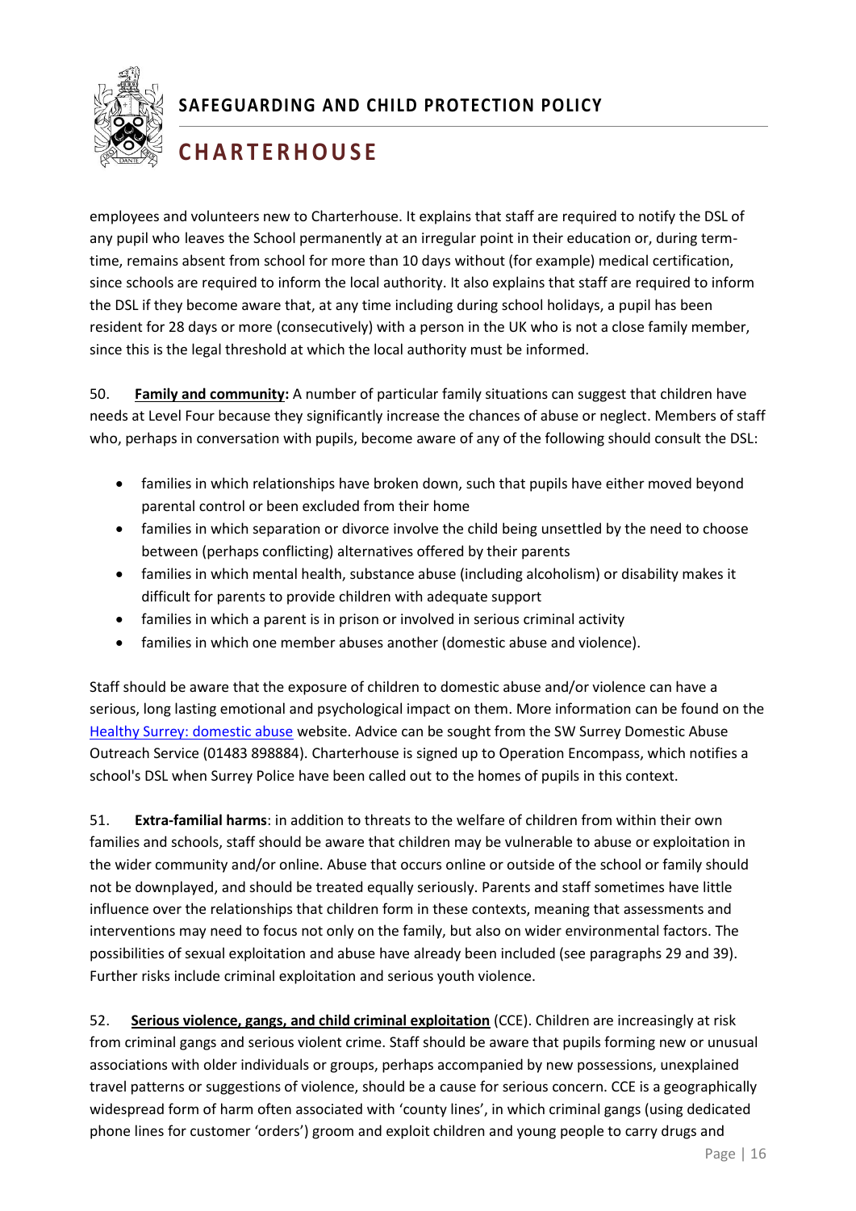employees and volunteers new to Charterhouse. It explains that staff are required to notify the DSL of any pupil who leaves the School permanently at an irregular point in their education or, during term-time, remains absent from school for more than 10 days without (for example) medical certification, since schools are required to inform the local authority. It also explains that staff are required to inform the DSL if they become aware that, at any time including during school holidays, a pupil has been resident for 28 days or more (consecutively) with a person in the UK who is not a close family member, since this is the legal threshold at which the local authority must be informed.

50. **Family and community:** A number of particular family situations can suggest that children have needs at Level Four because they significantly increase the chances of abuse or neglect. Members of staff who, perhaps in conversation with pupils, become aware of any of the following should consult the DSL:

- families in which relationships have broken down, such that pupils have either moved beyond parental control or been excluded from their home
- families in which separation or divorce involve the child being unsettled by the need to choose between (perhaps conflicting) alternatives offered by their parents
- families in which mental health, substance abuse (including alcoholism) or disability makes it difficult for parents to provide children with adequate support
- families in which a parent is in prison or involved in serious criminal activity
- families in which one member abuses another (domestic abuse and violence).

Staff should be aware that the exposure of children to domestic abuse and/or violence can have a serious, long lasting emotional and psychological impact on them. More information can be found on the Healthy Surrey: domestic abuse website. Advice can be sought from the SW Surrey Domestic Abuse Outreach Service (01483 898884). Charterhouse is signed up to Operation Encompass, which notifies a school's DSL when Surrey Police have been called out to the homes of pupils in this context.

51. **Extra-familial harms**: in addition to threats to the welfare of children from within their own families and schools, staff should be aware that children may be vulnerable to abuse or exploitation in the wider community and/or online. Abuse that occurs online or outside of the school or family should not be downplayed, and should be treated equally seriously. Parents and staff sometimes have little influence over the relationships that children form in these contexts, meaning that assessments and interventions may need to focus not only on the family, but also on wider environmental factors. The possibilities of sexual exploitation and abuse have already been included (see paragraphs 29 and 39). Further risks include criminal exploitation and serious youth violence.

52. **Serious violence, gangs, and child criminal exploitation** (CCE). Children are increasingly at risk from criminal gangs and serious violent crime. Staff should be aware that pupils forming new or unusual associations with older individuals or groups, perhaps accompanied by new possessions, unexplained travel patterns or suggestions of violence, should be a cause for serious concern. CCE is a geographically widespread form of harm often associated with 'county lines', in which criminal gangs (using dedicated phone lines for customer 'orders') groom and exploit children and young people to carry drugs and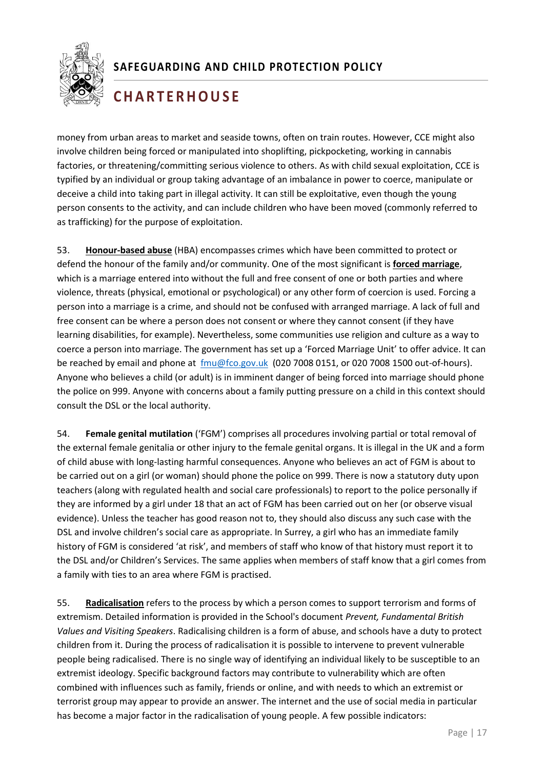money from urban areas to market and seaside towns, often on train routes. However, CCE might also involve children being forced or manipulated into shoplifting, pickpocketing, working in cannabis factories, or threatening/committing serious violence to others. As with child sexual exploitation, CCE is typified by an individual or group taking advantage of an imbalance in power to coerce, manipulate or deceive a child into taking part in illegal activity. It can still be exploitative, even though the young person consents to the activity, and can include children who have been moved (commonly referred to as trafficking) for the purpose of exploitation.

53. **Honour-based abuse** (HBA) encompasses crimes which have been committed to protect or defend the honour of the family and/or community. One of the most significant is **forced marriage**, which is a marriage entered into without the full and free consent of one or both parties and where violence, threats (physical, emotional or psychological) or any other form of coercion is used. Forcing a person into a marriage is a crime, and should not be confused with arranged marriage. A lack of full and free consent can be where a person does not consent or where they cannot consent (if they have learning disabilities, for example). Nevertheless, some communities use religion and culture as a way to coerce a person into marriage. The government has set up a 'Forced Marriage Unit' to offer advice. It can be reached by email and phone at fmu@fco.gov.uk (020 7008 0151, or 020 7008 1500 out-of-hours). Anyone who believes a child (or adult) is in imminent danger of being forced into marriage should phone the police on 999. Anyone with concerns about a family putting pressure on a child in this context should consult the DSL or the local authority.

54. **Female genital mutilation** ('FGM') comprises all procedures involving partial or total removal of the external female genitalia or other injury to the female genital organs. It is illegal in the UK and a form of child abuse with long-lasting harmful consequences. Anyone who believes an act of FGM is about to be carried out on a girl (or woman) should phone the police on 999. There is now a statutory duty upon teachers (along with regulated health and social care professionals) to report to the police personally if they are informed by a girl under 18 that an act of FGM has been carried out on her (or observe visual evidence). Unless the teacher has good reason not to, they should also discuss any such case with the DSL and involve children's social care as appropriate. In Surrey, a girl who has an immediate family history of FGM is considered 'at risk', and members of staff who know of that history must report it to the DSL and/or Children's Services. The same applies when members of staff know that a girl comes from a family with ties to an area where FGM is practised.

55. **Radicalisation** refers to the process by which a person comes to support terrorism and forms of extremism. Detailed information is provided in the School's document *Prevent, Fundamental British Values and Visiting Speakers*. Radicalising children is a form of abuse, and schools have a duty to protect children from it. During the process of radicalisation it is possible to intervene to prevent vulnerable people being radicalised. There is no single way of identifying an individual likely to be susceptible to an extremist ideology. Specific background factors may contribute to vulnerability which are often combined with influences such as family, friends or online, and with needs to which an extremist or terrorist group may appear to provide an answer. The internet and the use of social media in particular has become a major factor in the radicalisation of young people. A few possible indicators: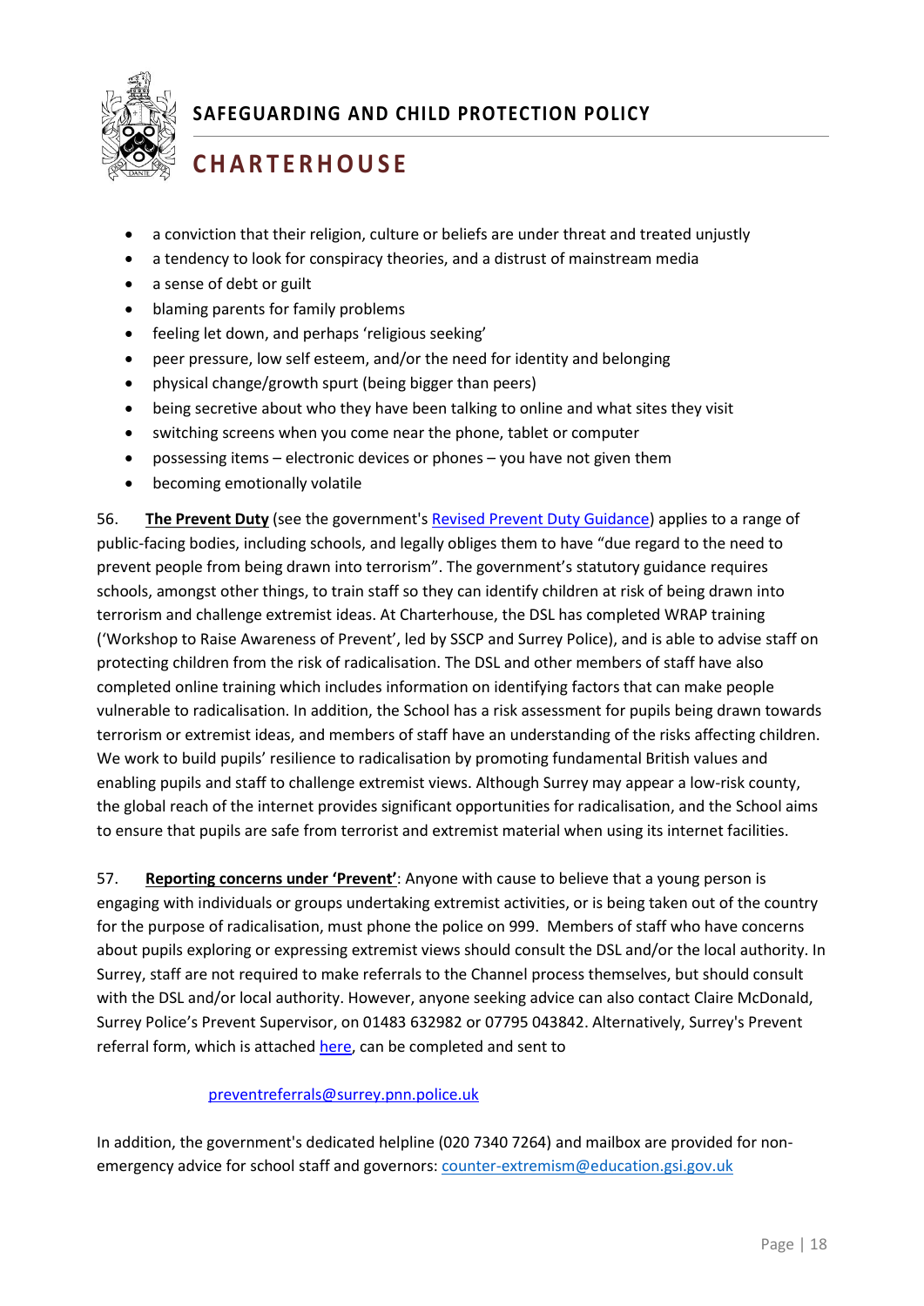- a conviction that their religion, culture or beliefs are under threat and treated unjustly
- a tendency to look for conspiracy theories, and a distrust of mainstream media
- a sense of debt or guilt
- blaming parents for family problems
- feeling let down, and perhaps 'religious seeking'
- peer pressure, low self esteem, and/or the need for identity and belonging
- physical change/growth spurt (being bigger than peers)
- being secretive about who they have been talking to online and what sites they visit
- switching screens when you come near the phone, tablet or computer
- possessing items – electronic devices or phones – you have not given them
- becoming emotionally volatile

56. **The Prevent Duty** (see the government's Revised Prevent Duty Guidance) applies to a range of public-facing bodies, including schools, and legally obliges them to have "due regard to the need to prevent people from being drawn into terrorism". The government's statutory guidance requires schools, amongst other things, to train staff so they can identify children at risk of being drawn into terrorism and challenge extremist ideas. At Charterhouse, the DSL has completed WRAP training ('Workshop to Raise Awareness of Prevent', led by SSCP and Surrey Police), and is able to advise staff on protecting children from the risk of radicalisation. The DSL and other members of staff have also completed online training which includes information on identifying factors that can make people vulnerable to radicalisation. In addition, the School has a risk assessment for pupils being drawn towards terrorism or extremist ideas, and members of staff have an understanding of the risks affecting children. We work to build pupils' resilience to radicalisation by promoting fundamental British values and enabling pupils and staff to challenge extremist views. Although Surrey may appear a low-risk county, the global reach of the internet provides significant opportunities for radicalisation, and the School aims to ensure that pupils are safe from terrorist and extremist material when using its internet facilities.

57. **Reporting concerns under 'Prevent'**: Anyone with cause to believe that a young person is engaging with individuals or groups undertaking extremist activities, or is being taken out of the country for the purpose of radicalisation, must phone the police on 999. Members of staff who have concerns about pupils exploring or expressing extremist views should consult the DSL and/or the local authority. In Surrey, staff are not required to make referrals to the Channel process themselves, but should consult with the DSL and/or local authority. However, anyone seeking advice can also contact Claire McDonald, Surrey Police's Prevent Supervisor, on 01483 632982 or 07795 043842. Alternatively, Surrey's Prevent referral form, which is attached here, can be completed and sent to

preventreferrals@surrey.pnn.police.uk

In addition, the government's dedicated helpline (020 7340 7264) and mailbox are provided for non-emergency advice for school staff and governors: counter-extremism@education.gsi.gov.uk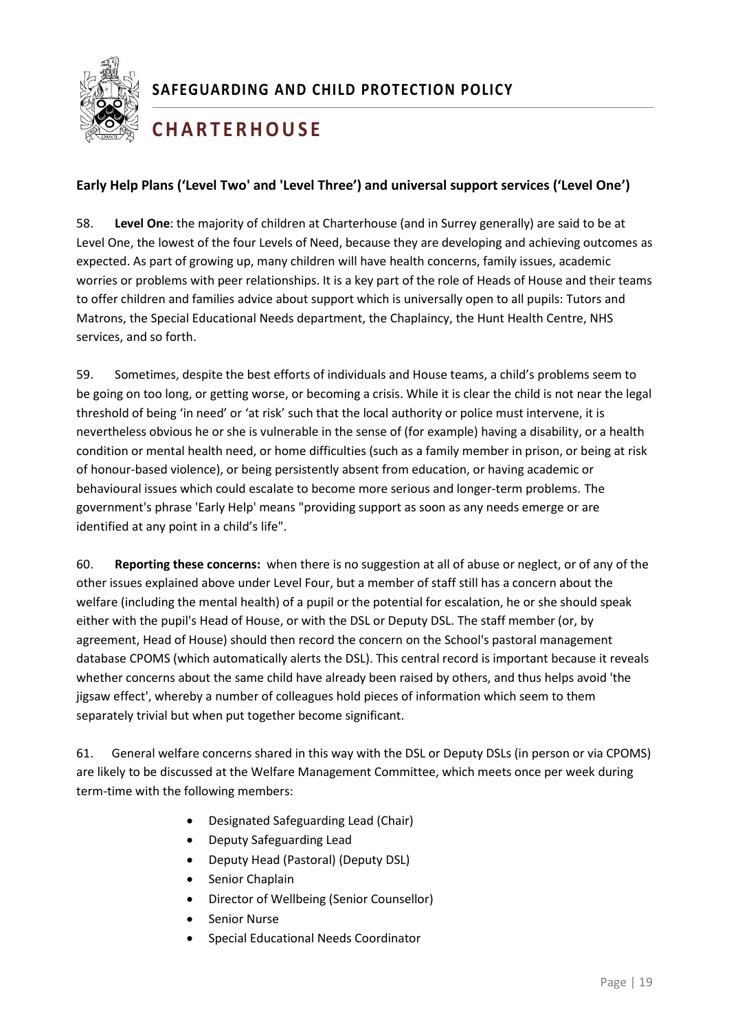### Early Help Plans ('Level Two' and 'Level Three') and universal support services ('Level One')

58. **Level One**: the majority of children at Charterhouse (and in Surrey generally) are said to be at Level One, the lowest of the four Levels of Need, because they are developing and achieving outcomes as expected. As part of growing up, many children will have health concerns, family issues, academic worries or problems with peer relationships. It is a key part of the role of Heads of House and their teams to offer children and families advice about support which is universally open to all pupils: Tutors and Matrons, the Special Educational Needs department, the Chaplaincy, the Hunt Health Centre, NHS services, and so forth.

59. Sometimes, despite the best efforts of individuals and House teams, a child's problems seem to be going on too long, or getting worse, or becoming a crisis. While it is clear the child is not near the legal threshold of being 'in need' or 'at risk' such that the local authority or police must intervene, it is nevertheless obvious he or she is vulnerable in the sense of (for example) having a disability, or a health condition or mental health need, or home difficulties (such as a family member in prison, or being at risk of honour-based violence), or being persistently absent from education, or having academic or behavioural issues which could escalate to become more serious and longer-term problems. The government's phrase 'Early Help' means "providing support as soon as any needs emerge or are identified at any point in a child's life".

60. **Reporting these concerns:** when there is no suggestion at all of abuse or neglect, or of any of the other issues explained above under Level Four, but a member of staff still has a concern about the welfare (including the mental health) of a pupil or the potential for escalation, he or she should speak either with the pupil's Head of House, or with the DSL or Deputy DSL. The staff member (or, by agreement, Head of House) should then record the concern on the School's pastoral management database CPOMS (which automatically alerts the DSL). This central record is important because it reveals whether concerns about the same child have already been raised by others, and thus helps avoid 'the jigsaw effect', whereby a number of colleagues hold pieces of information which seem to them separately trivial but when put together become significant.

61. General welfare concerns shared in this way with the DSL or Deputy DSLs (in person or via CPOMS) are likely to be discussed at the Welfare Management Committee, which meets once per week during term-time with the following members:

- Designated Safeguarding Lead (Chair)
- Deputy Safeguarding Lead
- Deputy Head (Pastoral) (Deputy DSL)
- Senior Chaplain
- Director of Wellbeing (Senior Counsellor)
- Senior Nurse
- Special Educational Needs Coordinator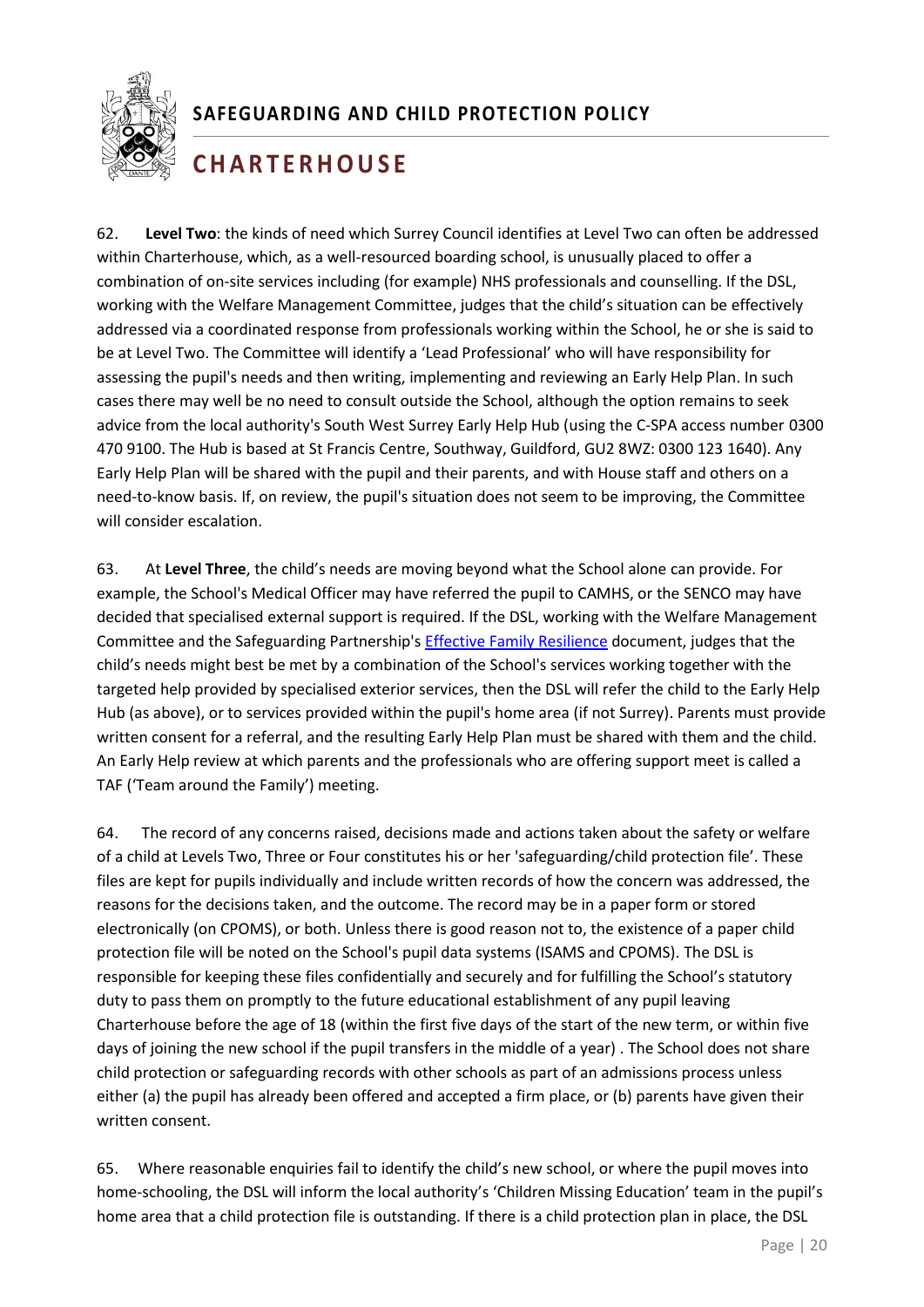62. **Level Two**: the kinds of need which Surrey Council identifies at Level Two can often be addressed within Charterhouse, which, as a well-resourced boarding school, is unusually placed to offer a combination of on-site services including (for example) NHS professionals and counselling. If the DSL, working with the Welfare Management Committee, judges that the child's situation can be effectively addressed via a coordinated response from professionals working within the School, he or she is said to be at Level Two. The Committee will identify a 'Lead Professional' who will have responsibility for assessing the pupil's needs and then writing, implementing and reviewing an Early Help Plan. In such cases there may well be no need to consult outside the School, although the option remains to seek advice from the local authority's South West Surrey Early Help Hub (using the C-SPA access number 0300 470 9100. The Hub is based at St Francis Centre, Southway, Guildford, GU2 8WZ: 0300 123 1640). Any Early Help Plan will be shared with the pupil and their parents, and with House staff and others on a need-to-know basis. If, on review, the pupil's situation does not seem to be improving, the Committee will consider escalation.

63. At **Level Three**, the child's needs are moving beyond what the School alone can provide. For example, the School's Medical Officer may have referred the pupil to CAMHS, or the SENCO may have decided that specialised external support is required. If the DSL, working with the Welfare Management Committee and the Safeguarding Partnership's Effective Family Resilience document, judges that the child's needs might best be met by a combination of the School's services working together with the targeted help provided by specialised exterior services, then the DSL will refer the child to the Early Help Hub (as above), or to services provided within the pupil's home area (if not Surrey). Parents must provide written consent for a referral, and the resulting Early Help Plan must be shared with them and the child. An Early Help review at which parents and the professionals who are offering support meet is called a TAF ('Team around the Family') meeting.

64. The record of any concerns raised, decisions made and actions taken about the safety or welfare of a child at Levels Two, Three or Four constitutes his or her 'safeguarding/child protection file'. These files are kept for pupils individually and include written records of how the concern was addressed, the reasons for the decisions taken, and the outcome. The record may be in a paper form or stored electronically (on CPOMS), or both. Unless there is good reason not to, the existence of a paper child protection file will be noted on the School's pupil data systems (ISAMS and CPOMS). The DSL is responsible for keeping these files confidentially and securely and for fulfilling the School's statutory duty to pass them on promptly to the future educational establishment of any pupil leaving Charterhouse before the age of 18 (within the first five days of the start of the new term, or within five days of joining the new school if the pupil transfers in the middle of a year) . The School does not share child protection or safeguarding records with other schools as part of an admissions process unless either (a) the pupil has already been offered and accepted a firm place, or (b) parents have given their written consent.

65. Where reasonable enquiries fail to identify the child's new school, or where the pupil moves into home-schooling, the DSL will inform the local authority's 'Children Missing Education' team in the pupil's home area that a child protection file is outstanding. If there is a child protection plan in place, the DSL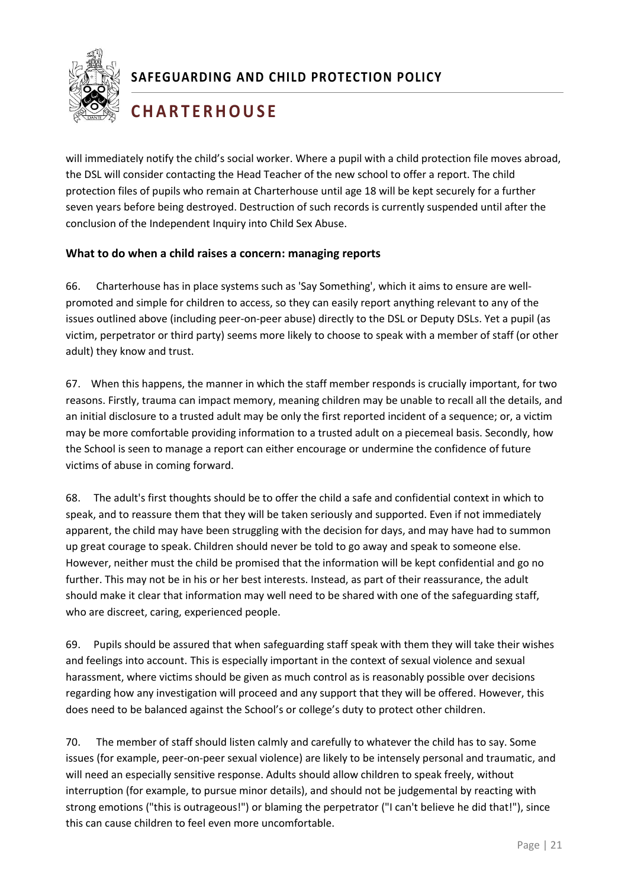will immediately notify the child's social worker. Where a pupil with a child protection file moves abroad, the DSL will consider contacting the Head Teacher of the new school to offer a report. The child protection files of pupils who remain at Charterhouse until age 18 will be kept securely for a further seven years before being destroyed. Destruction of such records is currently suspended until after the conclusion of the Independent Inquiry into Child Sex Abuse.

### What to do when a child raises a concern: managing reports

66. Charterhouse has in place systems such as 'Say Something', which it aims to ensure are well-promoted and simple for children to access, so they can easily report anything relevant to any of the issues outlined above (including peer-on-peer abuse) directly to the DSL or Deputy DSLs. Yet a pupil (as victim, perpetrator or third party) seems more likely to choose to speak with a member of staff (or other adult) they know and trust.

67. When this happens, the manner in which the staff member responds is crucially important, for two reasons. Firstly, trauma can impact memory, meaning children may be unable to recall all the details, and an initial disclosure to a trusted adult may be only the first reported incident of a sequence; or, a victim may be more comfortable providing information to a trusted adult on a piecemeal basis. Secondly, how the School is seen to manage a report can either encourage or undermine the confidence of future victims of abuse in coming forward.

68. The adult's first thoughts should be to offer the child a safe and confidential context in which to speak, and to reassure them that they will be taken seriously and supported. Even if not immediately apparent, the child may have been struggling with the decision for days, and may have had to summon up great courage to speak. Children should never be told to go away and speak to someone else. However, neither must the child be promised that the information will be kept confidential and go no further. This may not be in his or her best interests. Instead, as part of their reassurance, the adult should make it clear that information may well need to be shared with one of the safeguarding staff, who are discreet, caring, experienced people.

69. Pupils should be assured that when safeguarding staff speak with them they will take their wishes and feelings into account. This is especially important in the context of sexual violence and sexual harassment, where victims should be given as much control as is reasonably possible over decisions regarding how any investigation will proceed and any support that they will be offered. However, this does need to be balanced against the School's or college's duty to protect other children.

70. The member of staff should listen calmly and carefully to whatever the child has to say. Some issues (for example, peer-on-peer sexual violence) are likely to be intensely personal and traumatic, and will need an especially sensitive response. Adults should allow children to speak freely, without interruption (for example, to pursue minor details), and should not be judgemental by reacting with strong emotions ("this is outrageous!") or blaming the perpetrator ("I can't believe he did that!"), since this can cause children to feel even more uncomfortable.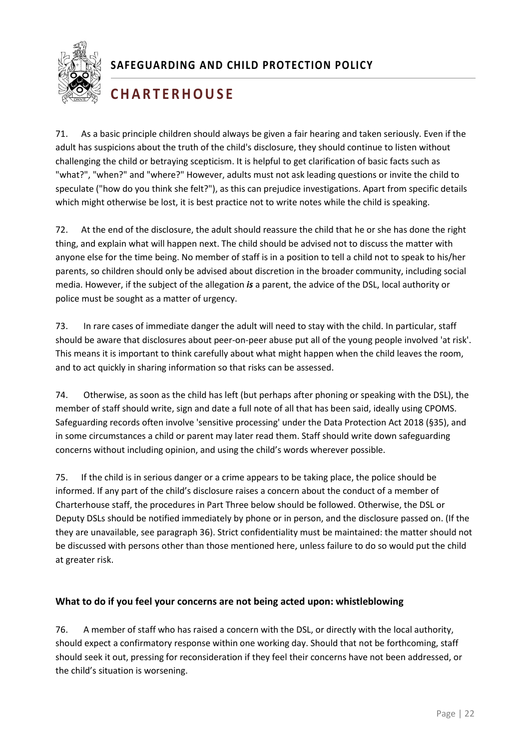71. As a basic principle children should always be given a fair hearing and taken seriously. Even if the adult has suspicions about the truth of the child's disclosure, they should continue to listen without challenging the child or betraying scepticism. It is helpful to get clarification of basic facts such as "what?", "when?" and "where?" However, adults must not ask leading questions or invite the child to speculate ("how do you think she felt?"), as this can prejudice investigations. Apart from specific details which might otherwise be lost, it is best practice not to write notes while the child is speaking.

72. At the end of the disclosure, the adult should reassure the child that he or she has done the right thing, and explain what will happen next. The child should be advised not to discuss the matter with anyone else for the time being. No member of staff is in a position to tell a child not to speak to his/her parents, so children should only be advised about discretion in the broader community, including social media. However, if the subject of the allegation ***is*** a parent, the advice of the DSL, local authority or police must be sought as a matter of urgency.

73. In rare cases of immediate danger the adult will need to stay with the child. In particular, staff should be aware that disclosures about peer-on-peer abuse put all of the young people involved 'at risk'. This means it is important to think carefully about what might happen when the child leaves the room, and to act quickly in sharing information so that risks can be assessed.

74. Otherwise, as soon as the child has left (but perhaps after phoning or speaking with the DSL), the member of staff should write, sign and date a full note of all that has been said, ideally using CPOMS. Safeguarding records often involve 'sensitive processing' under the Data Protection Act 2018 (§35), and in some circumstances a child or parent may later read them. Staff should write down safeguarding concerns without including opinion, and using the child's words wherever possible.

75. If the child is in serious danger or a crime appears to be taking place, the police should be informed. If any part of the child's disclosure raises a concern about the conduct of a member of Charterhouse staff, the procedures in Part Three below should be followed. Otherwise, the DSL or Deputy DSLs should be notified immediately by phone or in person, and the disclosure passed on. (If the they are unavailable, see paragraph 36). Strict confidentiality must be maintained: the matter should not be discussed with persons other than those mentioned here, unless failure to do so would put the child at greater risk.

### What to do if you feel your concerns are not being acted upon: whistleblowing

76. A member of staff who has raised a concern with the DSL, or directly with the local authority, should expect a confirmatory response within one working day. Should that not be forthcoming, staff should seek it out, pressing for reconsideration if they feel their concerns have not been addressed, or the child's situation is worsening.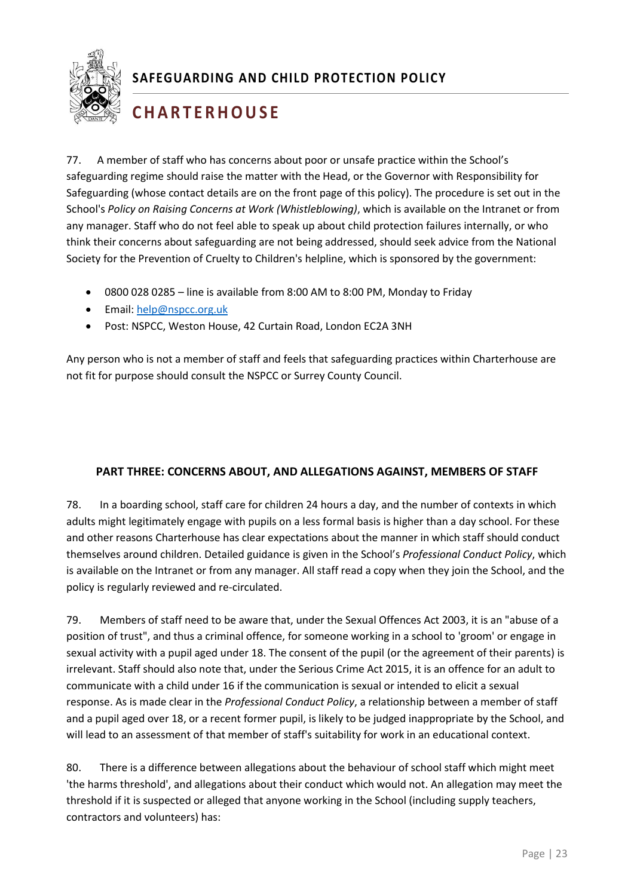77. A member of staff who has concerns about poor or unsafe practice within the School's safeguarding regime should raise the matter with the Head, or the Governor with Responsibility for Safeguarding (whose contact details are on the front page of this policy). The procedure is set out in the School's *Policy on Raising Concerns at Work (Whistleblowing)*, which is available on the Intranet or from any manager. Staff who do not feel able to speak up about child protection failures internally, or who think their concerns about safeguarding are not being addressed, should seek advice from the National Society for the Prevention of Cruelty to Children's helpline, which is sponsored by the government:

- 0800 028 0285 – line is available from 8:00 AM to 8:00 PM, Monday to Friday
- Email: help@nspcc.org.uk
- Post: NSPCC, Weston House, 42 Curtain Road, London EC2A 3NH

Any person who is not a member of staff and feels that safeguarding practices within Charterhouse are not fit for purpose should consult the NSPCC or Surrey County Council.

## PART THREE: CONCERNS ABOUT, AND ALLEGATIONS AGAINST, MEMBERS OF STAFF

78. In a boarding school, staff care for children 24 hours a day, and the number of contexts in which adults might legitimately engage with pupils on a less formal basis is higher than a day school. For these and other reasons Charterhouse has clear expectations about the manner in which staff should conduct themselves around children. Detailed guidance is given in the School's *Professional Conduct Policy*, which is available on the Intranet or from any manager. All staff read a copy when they join the School, and the policy is regularly reviewed and re-circulated.

79. Members of staff need to be aware that, under the Sexual Offences Act 2003, it is an "abuse of a position of trust", and thus a criminal offence, for someone working in a school to 'groom' or engage in sexual activity with a pupil aged under 18. The consent of the pupil (or the agreement of their parents) is irrelevant. Staff should also note that, under the Serious Crime Act 2015, it is an offence for an adult to communicate with a child under 16 if the communication is sexual or intended to elicit a sexual response. As is made clear in the *Professional Conduct Policy*, a relationship between a member of staff and a pupil aged over 18, or a recent former pupil, is likely to be judged inappropriate by the School, and will lead to an assessment of that member of staff's suitability for work in an educational context.

80. There is a difference between allegations about the behaviour of school staff which might meet 'the harms threshold', and allegations about their conduct which would not. An allegation may meet the threshold if it is suspected or alleged that anyone working in the School (including supply teachers, contractors and volunteers) has: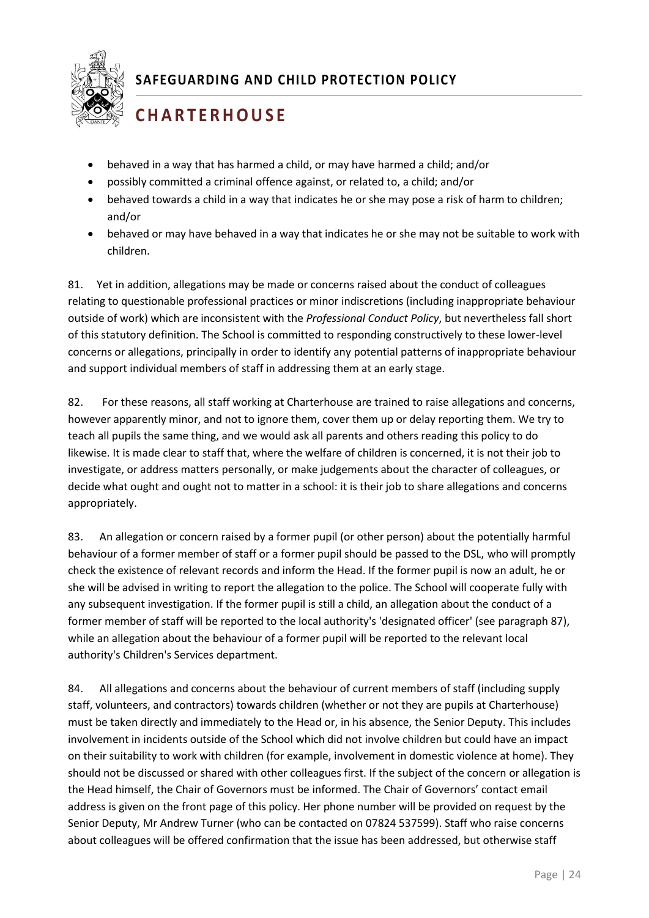- behaved in a way that has harmed a child, or may have harmed a child; and/or
- possibly committed a criminal offence against, or related to, a child; and/or
- behaved towards a child in a way that indicates he or she may pose a risk of harm to children; and/or
- behaved or may have behaved in a way that indicates he or she may not be suitable to work with children.

81. Yet in addition, allegations may be made or concerns raised about the conduct of colleagues relating to questionable professional practices or minor indiscretions (including inappropriate behaviour outside of work) which are inconsistent with the *Professional Conduct Policy*, but nevertheless fall short of this statutory definition. The School is committed to responding constructively to these lower-level concerns or allegations, principally in order to identify any potential patterns of inappropriate behaviour and support individual members of staff in addressing them at an early stage.

82. For these reasons, all staff working at Charterhouse are trained to raise allegations and concerns, however apparently minor, and not to ignore them, cover them up or delay reporting them. We try to teach all pupils the same thing, and we would ask all parents and others reading this policy to do likewise. It is made clear to staff that, where the welfare of children is concerned, it is not their job to investigate, or address matters personally, or make judgements about the character of colleagues, or decide what ought and ought not to matter in a school: it is their job to share allegations and concerns appropriately.

83. An allegation or concern raised by a former pupil (or other person) about the potentially harmful behaviour of a former member of staff or a former pupil should be passed to the DSL, who will promptly check the existence of relevant records and inform the Head. If the former pupil is now an adult, he or she will be advised in writing to report the allegation to the police. The School will cooperate fully with any subsequent investigation. If the former pupil is still a child, an allegation about the conduct of a former member of staff will be reported to the local authority's 'designated officer' (see paragraph 87), while an allegation about the behaviour of a former pupil will be reported to the relevant local authority's Children's Services department.

84. All allegations and concerns about the behaviour of current members of staff (including supply staff, volunteers, and contractors) towards children (whether or not they are pupils at Charterhouse) must be taken directly and immediately to the Head or, in his absence, the Senior Deputy. This includes involvement in incidents outside of the School which did not involve children but could have an impact on their suitability to work with children (for example, involvement in domestic violence at home). They should not be discussed or shared with other colleagues first. If the subject of the concern or allegation is the Head himself, the Chair of Governors must be informed. The Chair of Governors' contact email address is given on the front page of this policy. Her phone number will be provided on request by the Senior Deputy, Mr Andrew Turner (who can be contacted on 07824 537599). Staff who raise concerns about colleagues will be offered confirmation that the issue has been addressed, but otherwise staff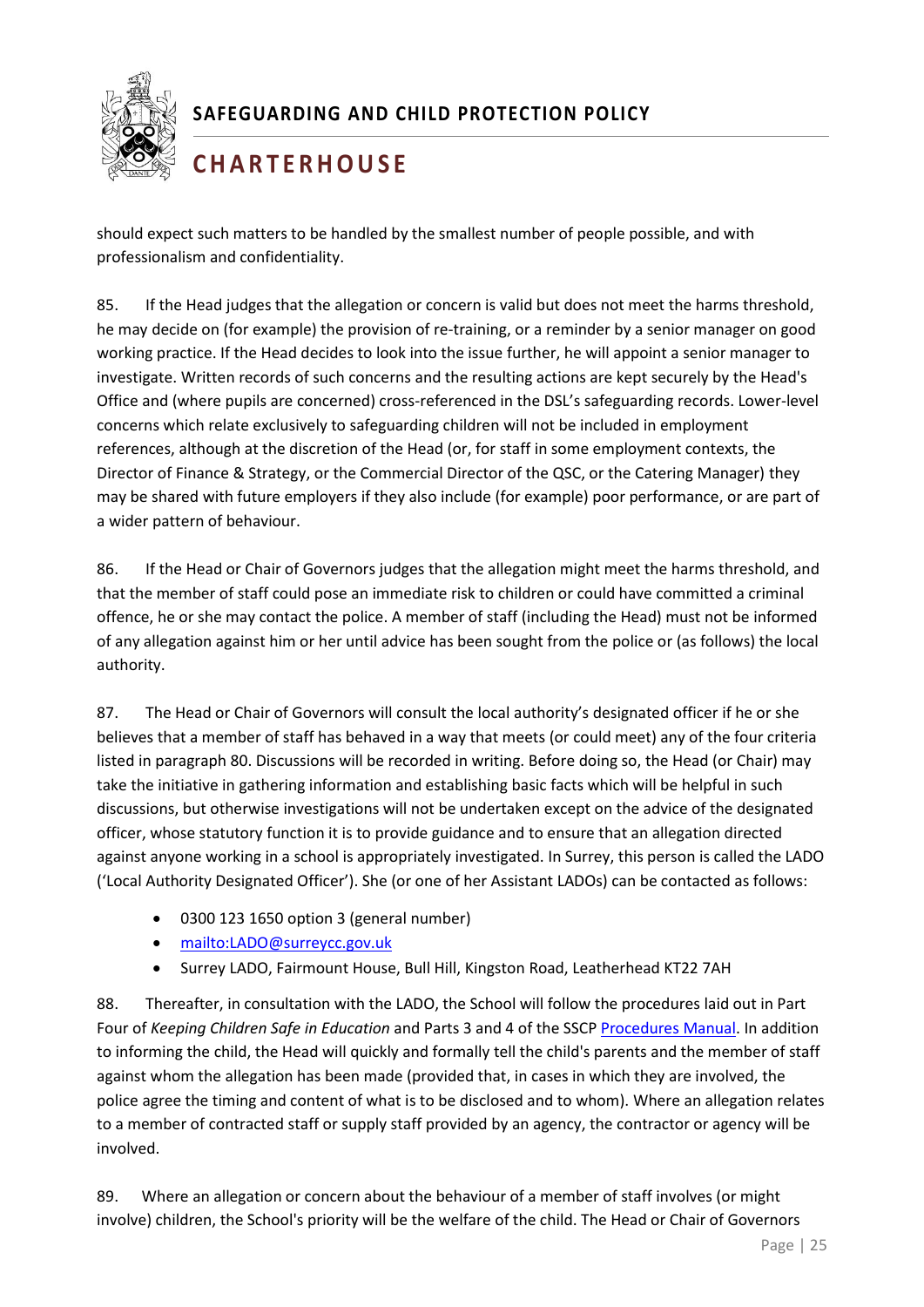should expect such matters to be handled by the smallest number of people possible, and with professionalism and confidentiality.

85. If the Head judges that the allegation or concern is valid but does not meet the harms threshold, he may decide on (for example) the provision of re-training, or a reminder by a senior manager on good working practice. If the Head decides to look into the issue further, he will appoint a senior manager to investigate. Written records of such concerns and the resulting actions are kept securely by the Head's Office and (where pupils are concerned) cross-referenced in the DSL's safeguarding records. Lower-level concerns which relate exclusively to safeguarding children will not be included in employment references, although at the discretion of the Head (or, for staff in some employment contexts, the Director of Finance & Strategy, or the Commercial Director of the QSC, or the Catering Manager) they may be shared with future employers if they also include (for example) poor performance, or are part of a wider pattern of behaviour.

86. If the Head or Chair of Governors judges that the allegation might meet the harms threshold, and that the member of staff could pose an immediate risk to children or could have committed a criminal offence, he or she may contact the police. A member of staff (including the Head) must not be informed of any allegation against him or her until advice has been sought from the police or (as follows) the local authority.

87. The Head or Chair of Governors will consult the local authority's designated officer if he or she believes that a member of staff has behaved in a way that meets (or could meet) any of the four criteria listed in paragraph 80. Discussions will be recorded in writing. Before doing so, the Head (or Chair) may take the initiative in gathering information and establishing basic facts which will be helpful in such discussions, but otherwise investigations will not be undertaken except on the advice of the designated officer, whose statutory function it is to provide guidance and to ensure that an allegation directed against anyone working in a school is appropriately investigated. In Surrey, this person is called the LADO ('Local Authority Designated Officer'). She (or one of her Assistant LADOs) can be contacted as follows:

- 0300 123 1650 option 3 (general number)
- mailto:LADO@surreycc.gov.uk
- Surrey LADO, Fairmount House, Bull Hill, Kingston Road, Leatherhead KT22 7AH

88. Thereafter, in consultation with the LADO, the School will follow the procedures laid out in Part Four of *Keeping Children Safe in Education* and Parts 3 and 4 of the SSCP Procedures Manual. In addition to informing the child, the Head will quickly and formally tell the child's parents and the member of staff against whom the allegation has been made (provided that, in cases in which they are involved, the police agree the timing and content of what is to be disclosed and to whom). Where an allegation relates to a member of contracted staff or supply staff provided by an agency, the contractor or agency will be involved.

89. Where an allegation or concern about the behaviour of a member of staff involves (or might involve) children, the School's priority will be the welfare of the child. The Head or Chair of Governors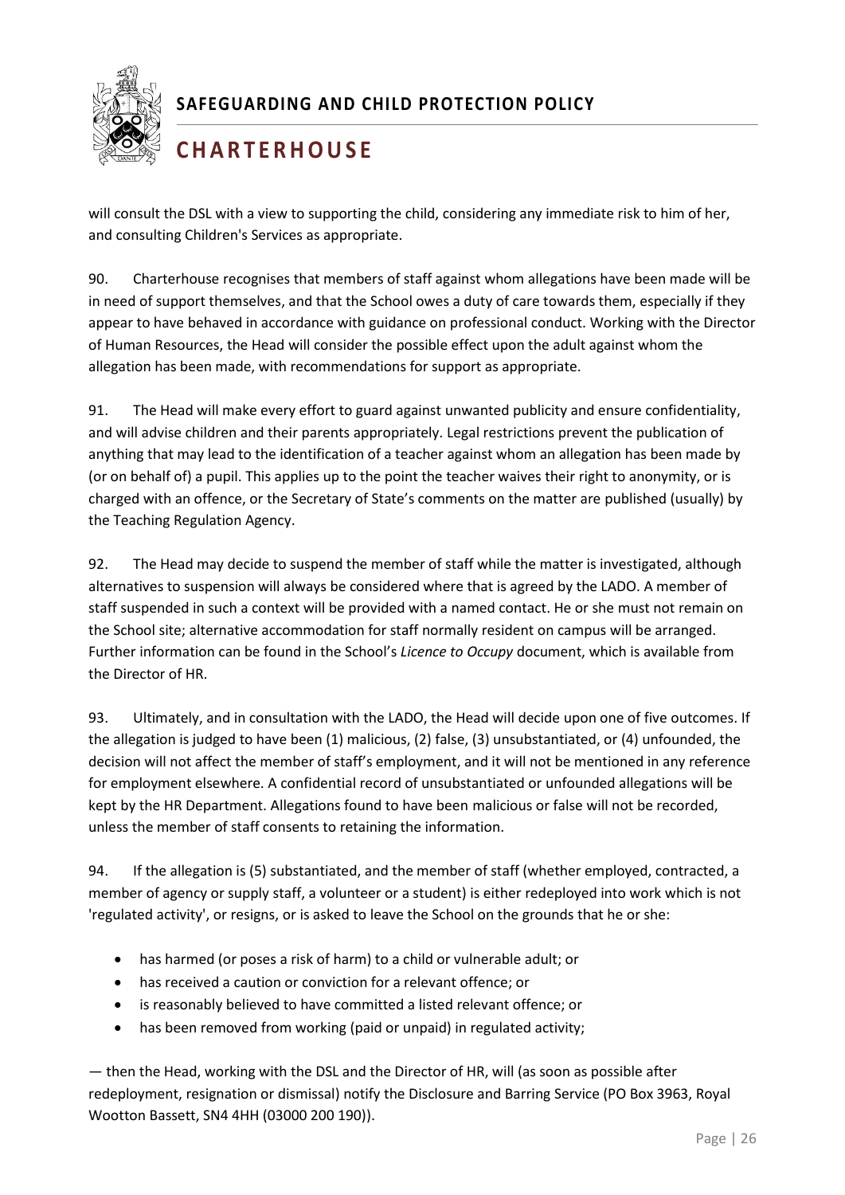will consult the DSL with a view to supporting the child, considering any immediate risk to him of her, and consulting Children's Services as appropriate.

90. Charterhouse recognises that members of staff against whom allegations have been made will be in need of support themselves, and that the School owes a duty of care towards them, especially if they appear to have behaved in accordance with guidance on professional conduct. Working with the Director of Human Resources, the Head will consider the possible effect upon the adult against whom the allegation has been made, with recommendations for support as appropriate.

91. The Head will make every effort to guard against unwanted publicity and ensure confidentiality, and will advise children and their parents appropriately. Legal restrictions prevent the publication of anything that may lead to the identification of a teacher against whom an allegation has been made by (or on behalf of) a pupil. This applies up to the point the teacher waives their right to anonymity, or is charged with an offence, or the Secretary of State's comments on the matter are published (usually) by the Teaching Regulation Agency.

92. The Head may decide to suspend the member of staff while the matter is investigated, although alternatives to suspension will always be considered where that is agreed by the LADO. A member of staff suspended in such a context will be provided with a named contact. He or she must not remain on the School site; alternative accommodation for staff normally resident on campus will be arranged. Further information can be found in the School's *Licence to Occupy* document, which is available from the Director of HR.

93. Ultimately, and in consultation with the LADO, the Head will decide upon one of five outcomes. If the allegation is judged to have been (1) malicious, (2) false, (3) unsubstantiated, or (4) unfounded, the decision will not affect the member of staff's employment, and it will not be mentioned in any reference for employment elsewhere. A confidential record of unsubstantiated or unfounded allegations will be kept by the HR Department. Allegations found to have been malicious or false will not be recorded, unless the member of staff consents to retaining the information.

94. If the allegation is (5) substantiated, and the member of staff (whether employed, contracted, a member of agency or supply staff, a volunteer or a student) is either redeployed into work which is not 'regulated activity', or resigns, or is asked to leave the School on the grounds that he or she:

- has harmed (or poses a risk of harm) to a child or vulnerable adult; or
- has received a caution or conviction for a relevant offence; or
- is reasonably believed to have committed a listed relevant offence; or
- has been removed from working (paid or unpaid) in regulated activity;

— then the Head, working with the DSL and the Director of HR, will (as soon as possible after redeployment, resignation or dismissal) notify the Disclosure and Barring Service (PO Box 3963, Royal Wootton Bassett, SN4 4HH (03000 200 190)).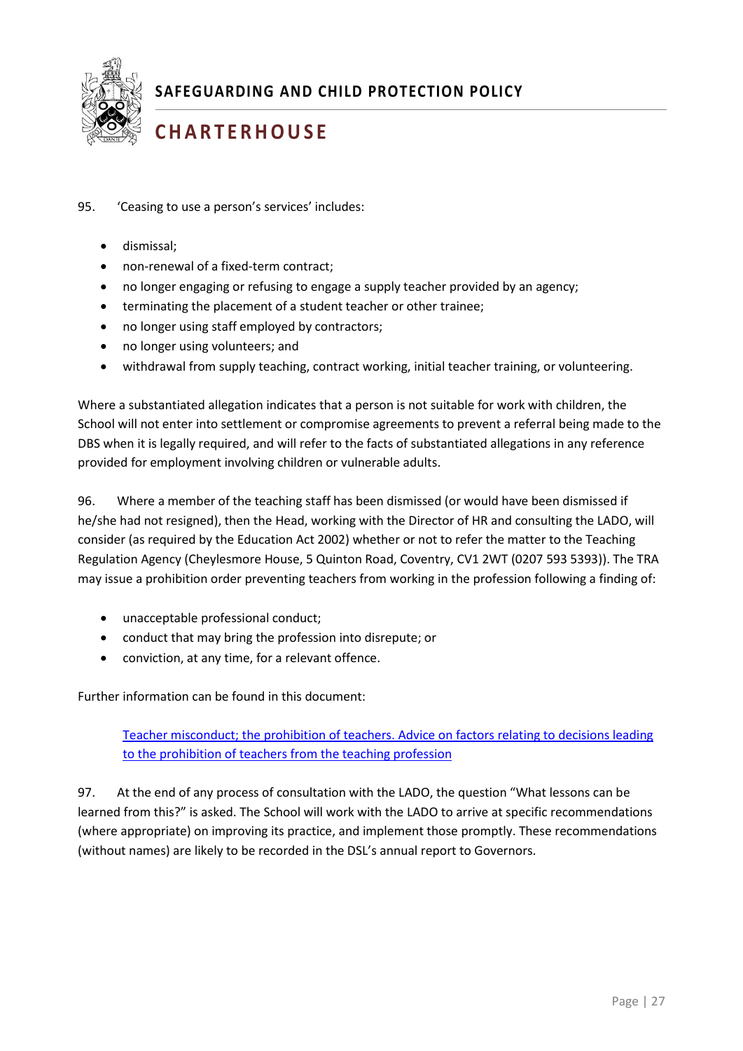95. 'Ceasing to use a person's services' includes:

- dismissal;
- non-renewal of a fixed-term contract;
- no longer engaging or refusing to engage a supply teacher provided by an agency;
- terminating the placement of a student teacher or other trainee;
- no longer using staff employed by contractors;
- no longer using volunteers; and
- withdrawal from supply teaching, contract working, initial teacher training, or volunteering.

Where a substantiated allegation indicates that a person is not suitable for work with children, the School will not enter into settlement or compromise agreements to prevent a referral being made to the DBS when it is legally required, and will refer to the facts of substantiated allegations in any reference provided for employment involving children or vulnerable adults.

96. Where a member of the teaching staff has been dismissed (or would have been dismissed if he/she had not resigned), then the Head, working with the Director of HR and consulting the LADO, will consider (as required by the Education Act 2002) whether or not to refer the matter to the Teaching Regulation Agency (Cheylesmore House, 5 Quinton Road, Coventry, CV1 2WT (0207 593 5393)). The TRA may issue a prohibition order preventing teachers from working in the profession following a finding of:

- unacceptable professional conduct;
- conduct that may bring the profession into disrepute; or
- conviction, at any time, for a relevant offence.

Further information can be found in this document:

> Teacher misconduct; the prohibition of teachers. Advice on factors relating to decisions leading to the prohibition of teachers from the teaching profession

97. At the end of any process of consultation with the LADO, the question "What lessons can be learned from this?" is asked. The School will work with the LADO to arrive at specific recommendations (where appropriate) on improving its practice, and implement those promptly. These recommendations (without names) are likely to be recorded in the DSL's annual report to Governors.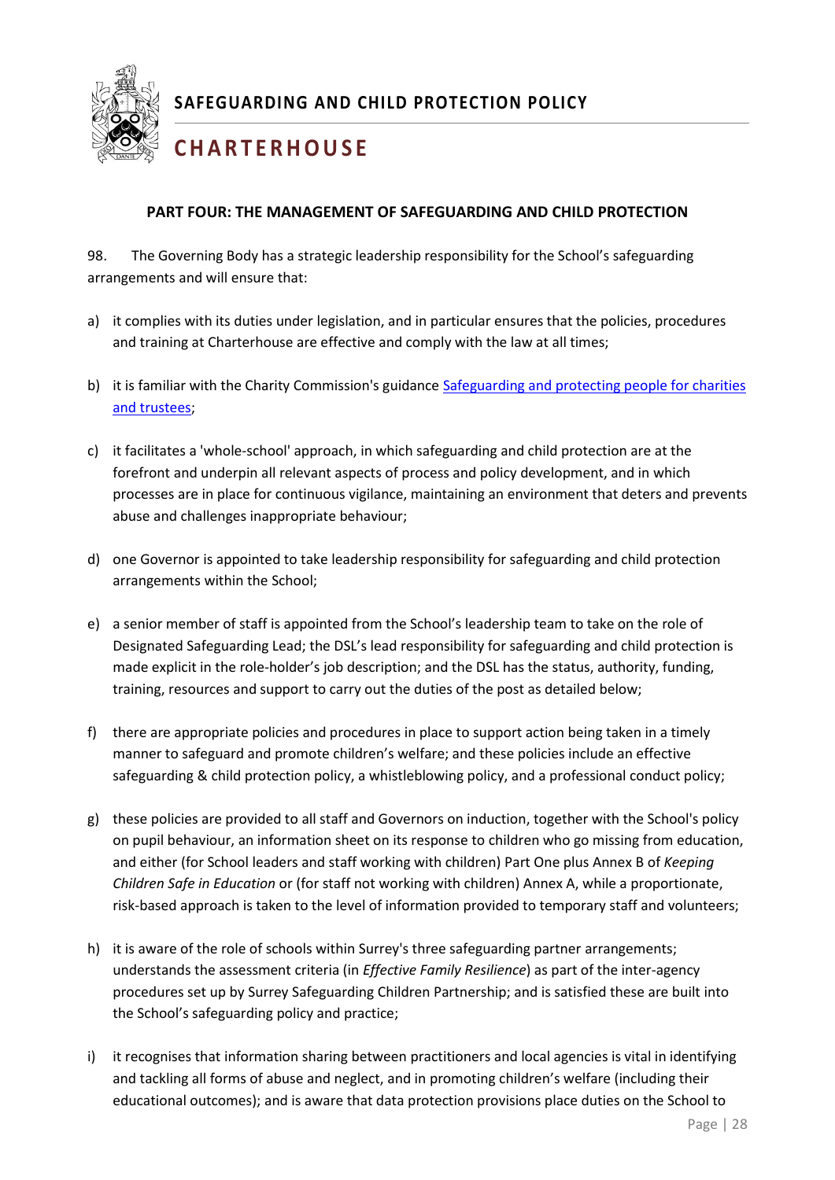## PART FOUR: THE MANAGEMENT OF SAFEGUARDING AND CHILD PROTECTION

98. The Governing Body has a strategic leadership responsibility for the School's safeguarding arrangements and will ensure that:

a) it complies with its duties under legislation, and in particular ensures that the policies, procedures and training at Charterhouse are effective and comply with the law at all times;

b) it is familiar with the Charity Commission's guidance [Safeguarding and protecting people for charities and trustees](#);

c) it facilitates a 'whole-school' approach, in which safeguarding and child protection are at the forefront and underpin all relevant aspects of process and policy development, and in which processes are in place for continuous vigilance, maintaining an environment that deters and prevents abuse and challenges inappropriate behaviour;

d) one Governor is appointed to take leadership responsibility for safeguarding and child protection arrangements within the School;

e) a senior member of staff is appointed from the School's leadership team to take on the role of Designated Safeguarding Lead; the DSL's lead responsibility for safeguarding and child protection is made explicit in the role-holder's job description; and the DSL has the status, authority, funding, training, resources and support to carry out the duties of the post as detailed below;

f) there are appropriate policies and procedures in place to support action being taken in a timely manner to safeguard and promote children's welfare; and these policies include an effective safeguarding & child protection policy, a whistleblowing policy, and a professional conduct policy;

g) these policies are provided to all staff and Governors on induction, together with the School's policy on pupil behaviour, an information sheet on its response to children who go missing from education, and either (for School leaders and staff working with children) Part One plus Annex B of *Keeping Children Safe in Education* or (for staff not working with children) Annex A, while a proportionate, risk-based approach is taken to the level of information provided to temporary staff and volunteers;

h) it is aware of the role of schools within Surrey's three safeguarding partner arrangements; understands the assessment criteria (in *Effective Family Resilience*) as part of the inter-agency procedures set up by Surrey Safeguarding Children Partnership; and is satisfied these are built into the School's safeguarding policy and practice;

i) it recognises that information sharing between practitioners and local agencies is vital in identifying and tackling all forms of abuse and neglect, and in promoting children's welfare (including their educational outcomes); and is aware that data protection provisions place duties on the School to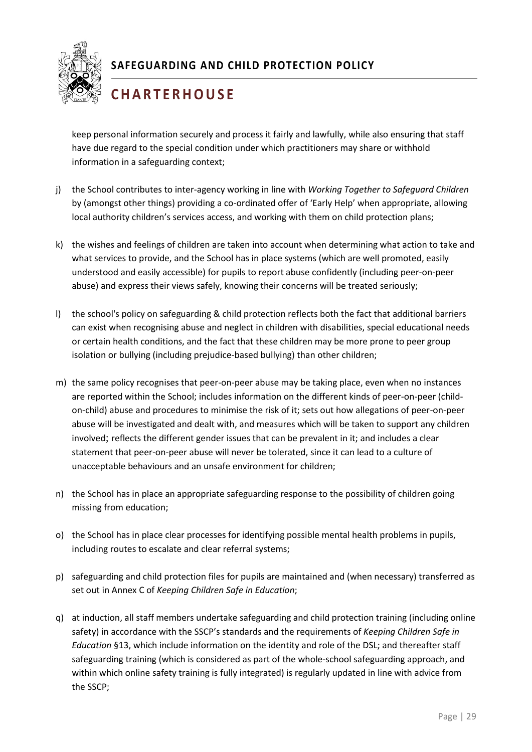keep personal information securely and process it fairly and lawfully, while also ensuring that staff have due regard to the special condition under which practitioners may share or withhold information in a safeguarding context;

j) the School contributes to inter-agency working in line with *Working Together to Safeguard Children* by (amongst other things) providing a co-ordinated offer of 'Early Help' when appropriate, allowing local authority children's services access, and working with them on child protection plans;

k) the wishes and feelings of children are taken into account when determining what action to take and what services to provide, and the School has in place systems (which are well promoted, easily understood and easily accessible) for pupils to report abuse confidently (including peer-on-peer abuse) and express their views safely, knowing their concerns will be treated seriously;

l) the school's policy on safeguarding & child protection reflects both the fact that additional barriers can exist when recognising abuse and neglect in children with disabilities, special educational needs or certain health conditions, and the fact that these children may be more prone to peer group isolation or bullying (including prejudice-based bullying) than other children;

m) the same policy recognises that peer-on-peer abuse may be taking place, even when no instances are reported within the School; includes information on the different kinds of peer-on-peer (child-on-child) abuse and procedures to minimise the risk of it; sets out how allegations of peer-on-peer abuse will be investigated and dealt with, and measures which will be taken to support any children involved; reflects the different gender issues that can be prevalent in it; and includes a clear statement that peer-on-peer abuse will never be tolerated, since it can lead to a culture of unacceptable behaviours and an unsafe environment for children;

n) the School has in place an appropriate safeguarding response to the possibility of children going missing from education;

o) the School has in place clear processes for identifying possible mental health problems in pupils, including routes to escalate and clear referral systems;

p) safeguarding and child protection files for pupils are maintained and (when necessary) transferred as set out in Annex C of *Keeping Children Safe in Education*;

q) at induction, all staff members undertake safeguarding and child protection training (including online safety) in accordance with the SSCP's standards and the requirements of *Keeping Children Safe in Education* §13, which include information on the identity and role of the DSL; and thereafter staff safeguarding training (which is considered as part of the whole-school safeguarding approach, and within which online safety training is fully integrated) is regularly updated in line with advice from the SSCP;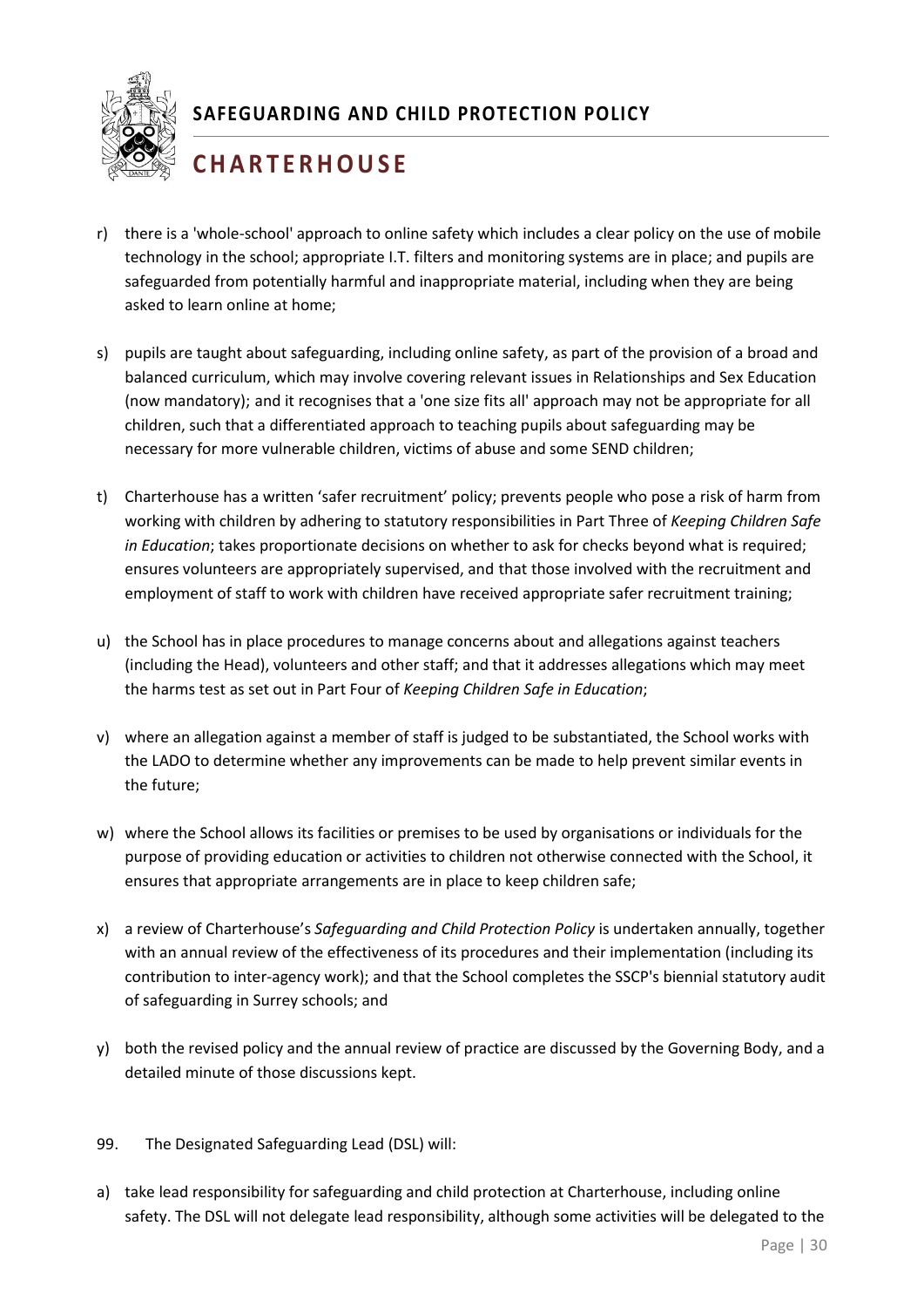r) there is a 'whole-school' approach to online safety which includes a clear policy on the use of mobile technology in the school; appropriate I.T. filters and monitoring systems are in place; and pupils are safeguarded from potentially harmful and inappropriate material, including when they are being asked to learn online at home;

s) pupils are taught about safeguarding, including online safety, as part of the provision of a broad and balanced curriculum, which may involve covering relevant issues in Relationships and Sex Education (now mandatory); and it recognises that a 'one size fits all' approach may not be appropriate for all children, such that a differentiated approach to teaching pupils about safeguarding may be necessary for more vulnerable children, victims of abuse and some SEND children;

t) Charterhouse has a written 'safer recruitment' policy; prevents people who pose a risk of harm from working with children by adhering to statutory responsibilities in Part Three of *Keeping Children Safe in Education*; takes proportionate decisions on whether to ask for checks beyond what is required; ensures volunteers are appropriately supervised, and that those involved with the recruitment and employment of staff to work with children have received appropriate safer recruitment training;

u) the School has in place procedures to manage concerns about and allegations against teachers (including the Head), volunteers and other staff; and that it addresses allegations which may meet the harms test as set out in Part Four of *Keeping Children Safe in Education*;

v) where an allegation against a member of staff is judged to be substantiated, the School works with the LADO to determine whether any improvements can be made to help prevent similar events in the future;

w) where the School allows its facilities or premises to be used by organisations or individuals for the purpose of providing education or activities to children not otherwise connected with the School, it ensures that appropriate arrangements are in place to keep children safe;

x) a review of Charterhouse's *Safeguarding and Child Protection Policy* is undertaken annually, together with an annual review of the effectiveness of its procedures and their implementation (including its contribution to inter-agency work); and that the School completes the SSCP's biennial statutory audit of safeguarding in Surrey schools; and

y) both the revised policy and the annual review of practice are discussed by the Governing Body, and a detailed minute of those discussions kept.

99. The Designated Safeguarding Lead (DSL) will:

a) take lead responsibility for safeguarding and child protection at Charterhouse, including online safety. The DSL will not delegate lead responsibility, although some activities will be delegated to the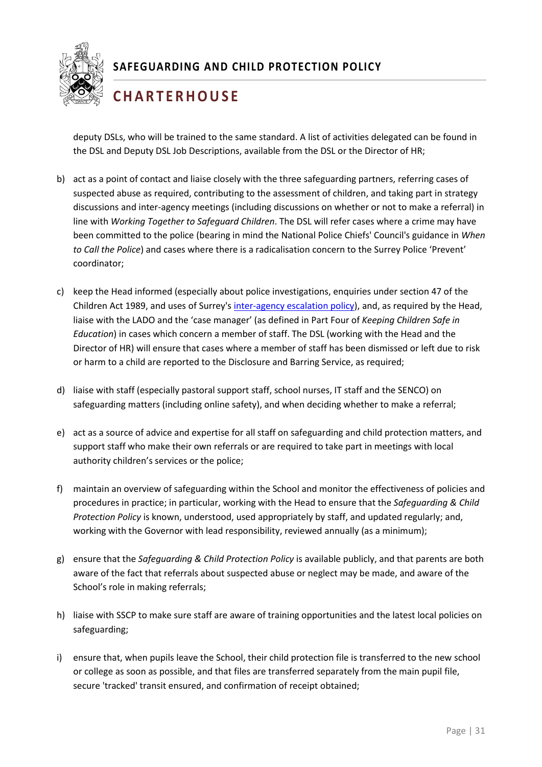deputy DSLs, who will be trained to the same standard. A list of activities delegated can be found in the DSL and Deputy DSL Job Descriptions, available from the DSL or the Director of HR;

b) act as a point of contact and liaise closely with the three safeguarding partners, referring cases of suspected abuse as required, contributing to the assessment of children, and taking part in strategy discussions and inter-agency meetings (including discussions on whether or not to make a referral) in line with *Working Together to Safeguard Children*. The DSL will refer cases where a crime may have been committed to the police (bearing in mind the National Police Chiefs' Council's guidance in *When to Call the Police*) and cases where there is a radicalisation concern to the Surrey Police 'Prevent' coordinator;

c) keep the Head informed (especially about police investigations, enquiries under section 47 of the Children Act 1989, and uses of Surrey's [inter-agency escalation policy](inter-agency escalation policy)), and, as required by the Head, liaise with the LADO and the 'case manager' (as defined in Part Four of *Keeping Children Safe in Education*) in cases which concern a member of staff. The DSL (working with the Head and the Director of HR) will ensure that cases where a member of staff has been dismissed or left due to risk or harm to a child are reported to the Disclosure and Barring Service, as required;

d) liaise with staff (especially pastoral support staff, school nurses, IT staff and the SENCO) on safeguarding matters (including online safety), and when deciding whether to make a referral;

e) act as a source of advice and expertise for all staff on safeguarding and child protection matters, and support staff who make their own referrals or are required to take part in meetings with local authority children's services or the police;

f) maintain an overview of safeguarding within the School and monitor the effectiveness of policies and procedures in practice; in particular, working with the Head to ensure that the *Safeguarding & Child Protection Policy* is known, understood, used appropriately by staff, and updated regularly; and, working with the Governor with lead responsibility, reviewed annually (as a minimum);

g) ensure that the *Safeguarding & Child Protection Policy* is available publicly, and that parents are both aware of the fact that referrals about suspected abuse or neglect may be made, and aware of the School's role in making referrals;

h) liaise with SSCP to make sure staff are aware of training opportunities and the latest local policies on safeguarding;

i) ensure that, when pupils leave the School, their child protection file is transferred to the new school or college as soon as possible, and that files are transferred separately from the main pupil file, secure 'tracked' transit ensured, and confirmation of receipt obtained;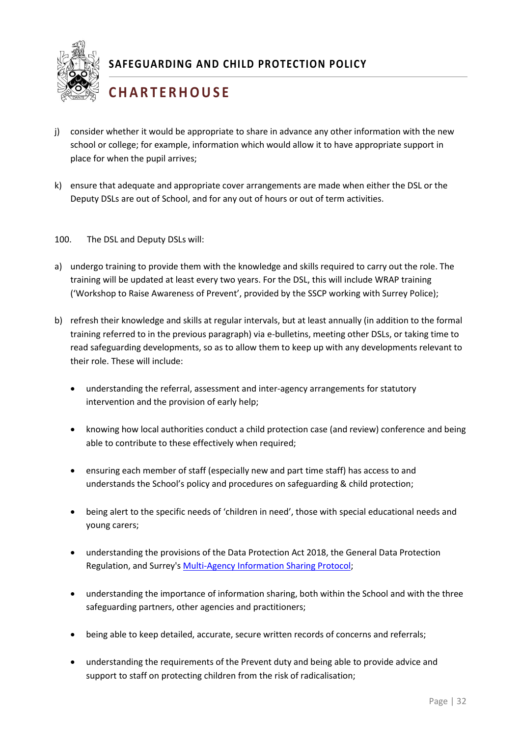j) consider whether it would be appropriate to share in advance any other information with the new school or college; for example, information which would allow it to have appropriate support in place for when the pupil arrives;

k) ensure that adequate and appropriate cover arrangements are made when either the DSL or the Deputy DSLs are out of School, and for any out of hours or out of term activities.

100. The DSL and Deputy DSLs will:

a) undergo training to provide them with the knowledge and skills required to carry out the role. The training will be updated at least every two years. For the DSL, this will include WRAP training ('Workshop to Raise Awareness of Prevent', provided by the SSCP working with Surrey Police);

b) refresh their knowledge and skills at regular intervals, but at least annually (in addition to the formal training referred to in the previous paragraph) via e-bulletins, meeting other DSLs, or taking time to read safeguarding developments, so as to allow them to keep up with any developments relevant to their role. These will include:

   - understanding the referral, assessment and inter-agency arrangements for statutory intervention and the provision of early help;
   - knowing how local authorities conduct a child protection case (and review) conference and being able to contribute to these effectively when required;
   - ensuring each member of staff (especially new and part time staff) has access to and understands the School's policy and procedures on safeguarding & child protection;
   - being alert to the specific needs of 'children in need', those with special educational needs and young carers;
   - understanding the provisions of the Data Protection Act 2018, the General Data Protection Regulation, and Surrey's Multi-Agency Information Sharing Protocol;
   - understanding the importance of information sharing, both within the School and with the three safeguarding partners, other agencies and practitioners;
   - being able to keep detailed, accurate, secure written records of concerns and referrals;
   - understanding the requirements of the Prevent duty and being able to provide advice and support to staff on protecting children from the risk of radicalisation;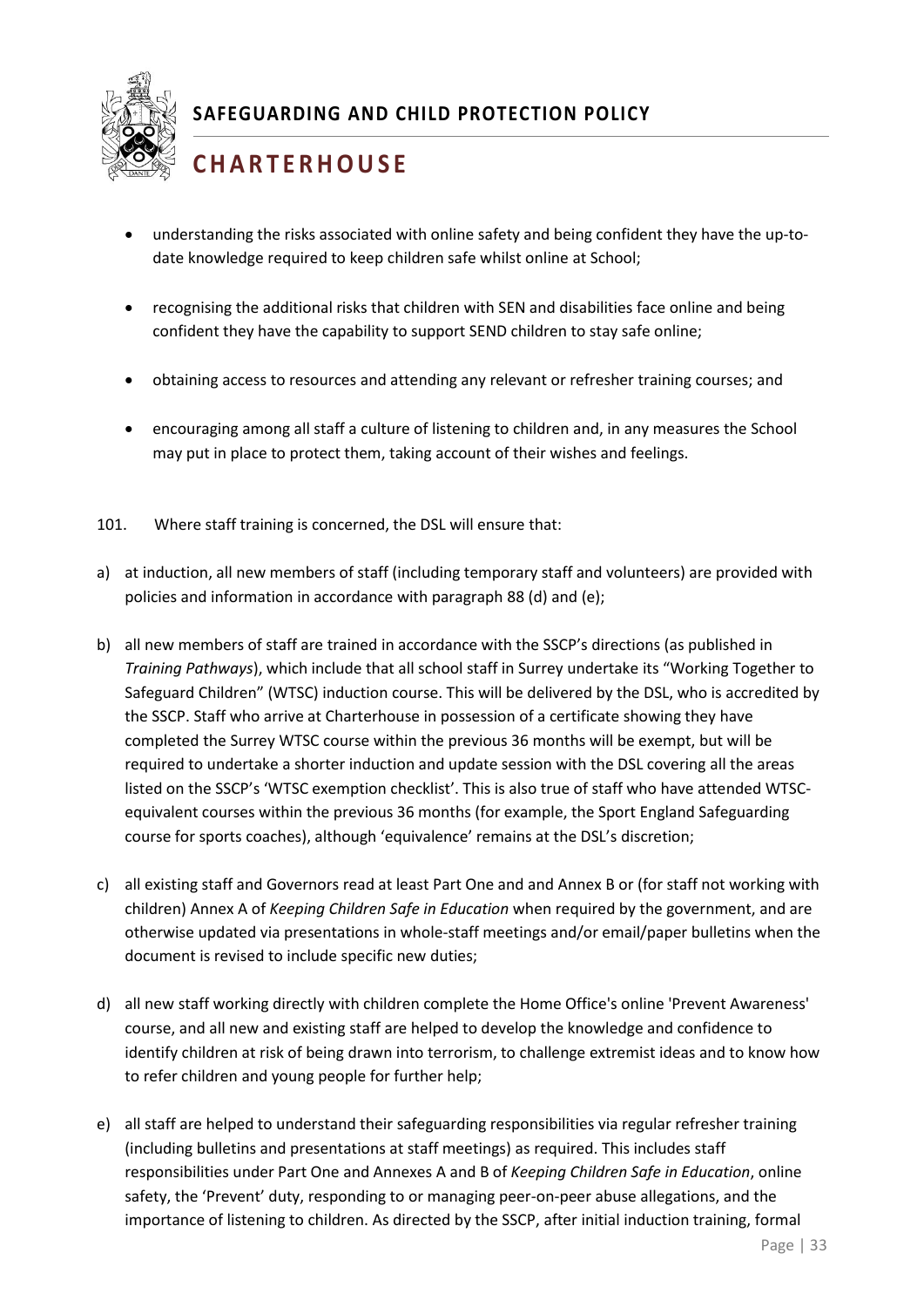- understanding the risks associated with online safety and being confident they have the up-to-date knowledge required to keep children safe whilst online at School;
- recognising the additional risks that children with SEN and disabilities face online and being confident they have the capability to support SEND children to stay safe online;
- obtaining access to resources and attending any relevant or refresher training courses; and
- encouraging among all staff a culture of listening to children and, in any measures the School may put in place to protect them, taking account of their wishes and feelings.

101. Where staff training is concerned, the DSL will ensure that:

a) at induction, all new members of staff (including temporary staff and volunteers) are provided with policies and information in accordance with paragraph 88 (d) and (e);

b) all new members of staff are trained in accordance with the SSCP's directions (as published in *Training Pathways*), which include that all school staff in Surrey undertake its "Working Together to Safeguard Children" (WTSC) induction course. This will be delivered by the DSL, who is accredited by the SSCP. Staff who arrive at Charterhouse in possession of a certificate showing they have completed the Surrey WTSC course within the previous 36 months will be exempt, but will be required to undertake a shorter induction and update session with the DSL covering all the areas listed on the SSCP's 'WTSC exemption checklist'. This is also true of staff who have attended WTSC-equivalent courses within the previous 36 months (for example, the Sport England Safeguarding course for sports coaches), although 'equivalence' remains at the DSL's discretion;

c) all existing staff and Governors read at least Part One and and Annex B or (for staff not working with children) Annex A of *Keeping Children Safe in Education* when required by the government, and are otherwise updated via presentations in whole-staff meetings and/or email/paper bulletins when the document is revised to include specific new duties;

d) all new staff working directly with children complete the Home Office's online 'Prevent Awareness' course, and all new and existing staff are helped to develop the knowledge and confidence to identify children at risk of being drawn into terrorism, to challenge extremist ideas and to know how to refer children and young people for further help;

e) all staff are helped to understand their safeguarding responsibilities via regular refresher training (including bulletins and presentations at staff meetings) as required. This includes staff responsibilities under Part One and Annexes A and B of *Keeping Children Safe in Education*, online safety, the 'Prevent' duty, responding to or managing peer-on-peer abuse allegations, and the importance of listening to children. As directed by the SSCP, after initial induction training, formal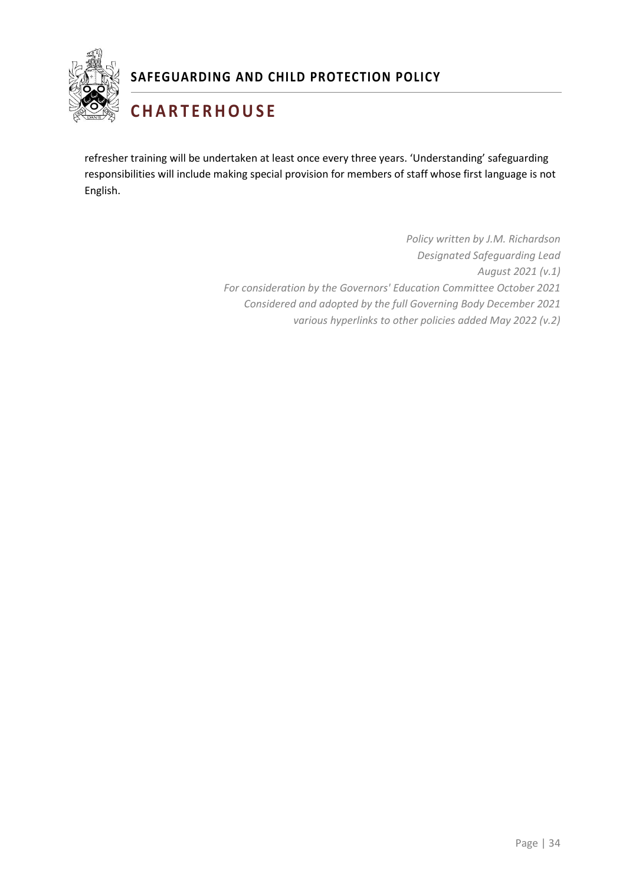refresher training will be undertaken at least once every three years. 'Understanding' safeguarding responsibilities will include making special provision for members of staff whose first language is not English.

*Policy written by J.M. Richardson*
*Designated Safeguarding Lead*
*August 2021 (v.1)*
*For consideration by the Governors' Education Committee October 2021*
*Considered and adopted by the full Governing Body December 2021*
*various hyperlinks to other policies added May 2022 (v.2)*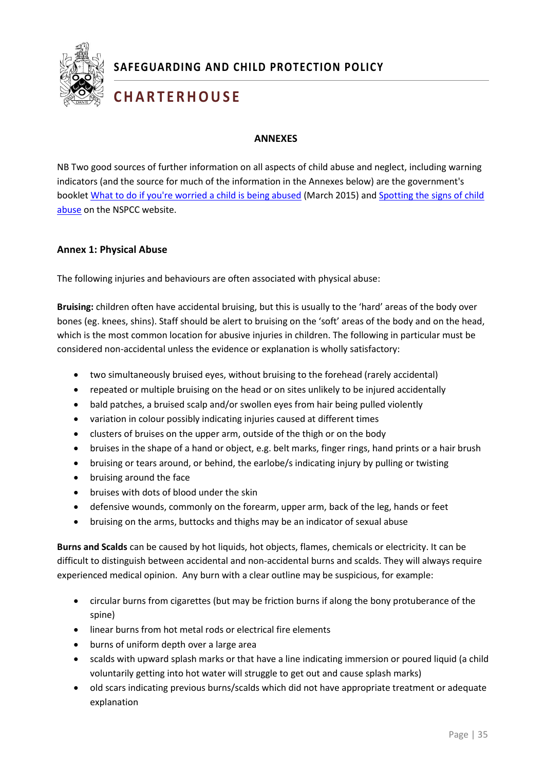## ANNEXES

NB Two good sources of further information on all aspects of child abuse and neglect, including warning indicators (and the source for much of the information in the Annexes below) are the government's booklet [What to do if you're worried a child is being abused](#) (March 2015) and [Spotting the signs of child abuse](#) on the NSPCC website.

### Annex 1: Physical Abuse

The following injuries and behaviours are often associated with physical abuse:

**Bruising:** children often have accidental bruising, but this is usually to the 'hard' areas of the body over bones (eg. knees, shins). Staff should be alert to bruising on the 'soft' areas of the body and on the head, which is the most common location for abusive injuries in children. The following in particular must be considered non-accidental unless the evidence or explanation is wholly satisfactory:

- two simultaneously bruised eyes, without bruising to the forehead (rarely accidental)
- repeated or multiple bruising on the head or on sites unlikely to be injured accidentally
- bald patches, a bruised scalp and/or swollen eyes from hair being pulled violently
- variation in colour possibly indicating injuries caused at different times
- clusters of bruises on the upper arm, outside of the thigh or on the body
- bruises in the shape of a hand or object, e.g. belt marks, finger rings, hand prints or a hair brush
- bruising or tears around, or behind, the earlobe/s indicating injury by pulling or twisting
- bruising around the face
- bruises with dots of blood under the skin
- defensive wounds, commonly on the forearm, upper arm, back of the leg, hands or feet
- bruising on the arms, buttocks and thighs may be an indicator of sexual abuse

**Burns and Scalds** can be caused by hot liquids, hot objects, flames, chemicals or electricity. It can be difficult to distinguish between accidental and non-accidental burns and scalds. They will always require experienced medical opinion. Any burn with a clear outline may be suspicious, for example:

- circular burns from cigarettes (but may be friction burns if along the bony protuberance of the spine)
- linear burns from hot metal rods or electrical fire elements
- burns of uniform depth over a large area
- scalds with upward splash marks or that have a line indicating immersion or poured liquid (a child voluntarily getting into hot water will struggle to get out and cause splash marks)
- old scars indicating previous burns/scalds which did not have appropriate treatment or adequate explanation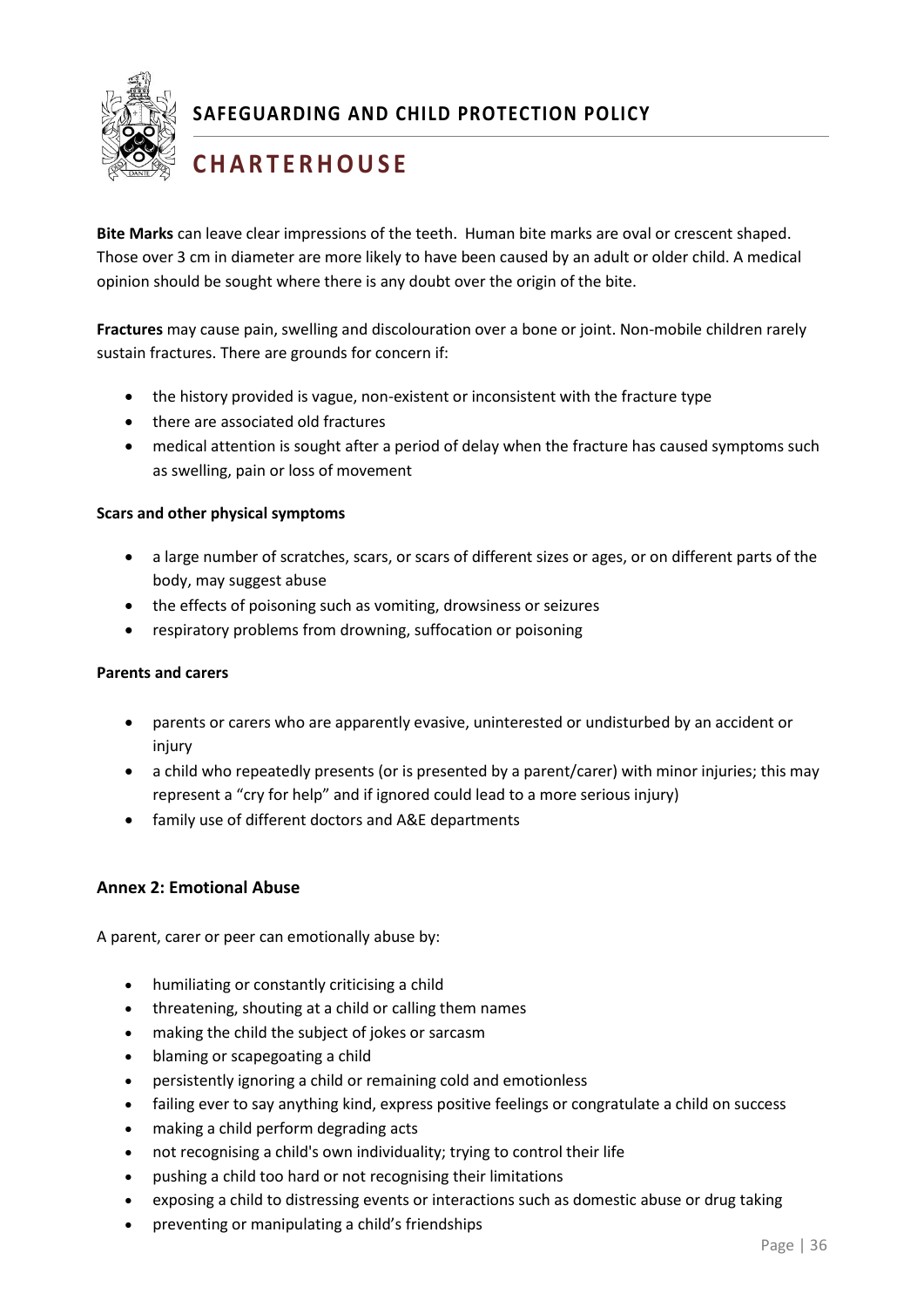**Bite Marks** can leave clear impressions of the teeth. Human bite marks are oval or crescent shaped. Those over 3 cm in diameter are more likely to have been caused by an adult or older child. A medical opinion should be sought where there is any doubt over the origin of the bite.

**Fractures** may cause pain, swelling and discolouration over a bone or joint. Non-mobile children rarely sustain fractures. There are grounds for concern if:

- the history provided is vague, non-existent or inconsistent with the fracture type
- there are associated old fractures
- medical attention is sought after a period of delay when the fracture has caused symptoms such as swelling, pain or loss of movement

**Scars and other physical symptoms**

- a large number of scratches, scars, or scars of different sizes or ages, or on different parts of the body, may suggest abuse
- the effects of poisoning such as vomiting, drowsiness or seizures
- respiratory problems from drowning, suffocation or poisoning

**Parents and carers**

- parents or carers who are apparently evasive, uninterested or undisturbed by an accident or injury
- a child who repeatedly presents (or is presented by a parent/carer) with minor injuries; this may represent a "cry for help" and if ignored could lead to a more serious injury)
- family use of different doctors and A&E departments

### Annex 2: Emotional Abuse

A parent, carer or peer can emotionally abuse by:

- humiliating or constantly criticising a child
- threatening, shouting at a child or calling them names
- making the child the subject of jokes or sarcasm
- blaming or scapegoating a child
- persistently ignoring a child or remaining cold and emotionless
- failing ever to say anything kind, express positive feelings or congratulate a child on success
- making a child perform degrading acts
- not recognising a child's own individuality; trying to control their life
- pushing a child too hard or not recognising their limitations
- exposing a child to distressing events or interactions such as domestic abuse or drug taking
- preventing or manipulating a child's friendships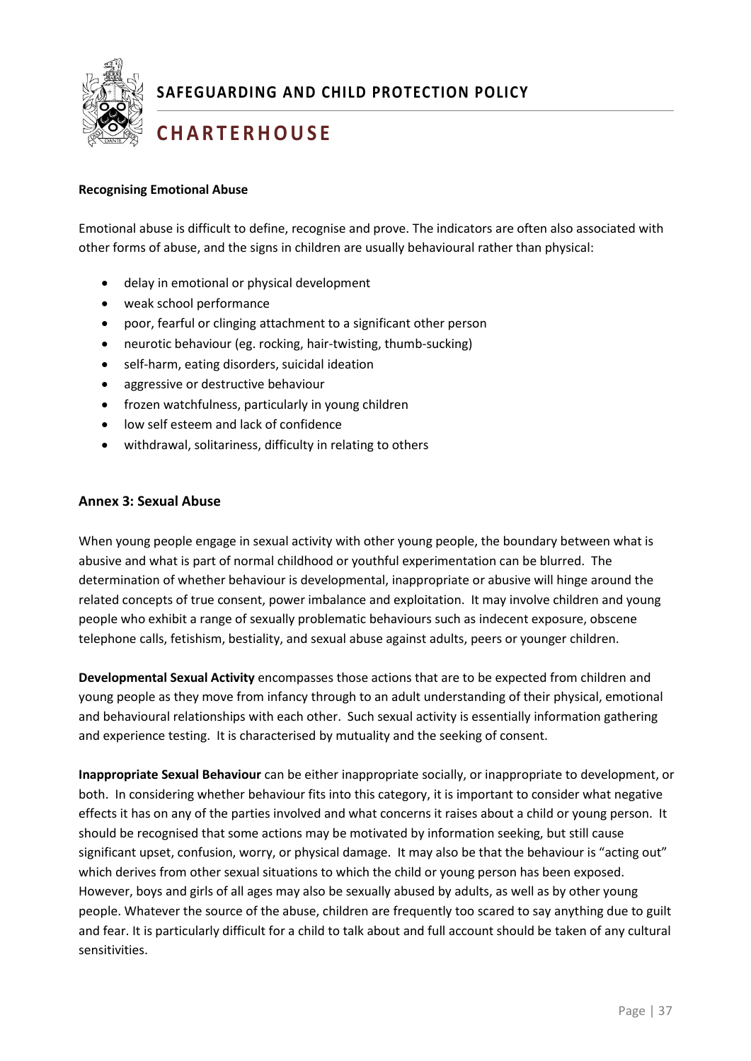**Recognising Emotional Abuse**

Emotional abuse is difficult to define, recognise and prove. The indicators are often also associated with other forms of abuse, and the signs in children are usually behavioural rather than physical:

- delay in emotional or physical development
- weak school performance
- poor, fearful or clinging attachment to a significant other person
- neurotic behaviour (eg. rocking, hair-twisting, thumb-sucking)
- self-harm, eating disorders, suicidal ideation
- aggressive or destructive behaviour
- frozen watchfulness, particularly in young children
- low self esteem and lack of confidence
- withdrawal, solitariness, difficulty in relating to others

## Annex 3: Sexual Abuse

When young people engage in sexual activity with other young people, the boundary between what is abusive and what is part of normal childhood or youthful experimentation can be blurred. The determination of whether behaviour is developmental, inappropriate or abusive will hinge around the related concepts of true consent, power imbalance and exploitation. It may involve children and young people who exhibit a range of sexually problematic behaviours such as indecent exposure, obscene telephone calls, fetishism, bestiality, and sexual abuse against adults, peers or younger children.

**Developmental Sexual Activity** encompasses those actions that are to be expected from children and young people as they move from infancy through to an adult understanding of their physical, emotional and behavioural relationships with each other. Such sexual activity is essentially information gathering and experience testing. It is characterised by mutuality and the seeking of consent.

**Inappropriate Sexual Behaviour** can be either inappropriate socially, or inappropriate to development, or both. In considering whether behaviour fits into this category, it is important to consider what negative effects it has on any of the parties involved and what concerns it raises about a child or young person. It should be recognised that some actions may be motivated by information seeking, but still cause significant upset, confusion, worry, or physical damage. It may also be that the behaviour is "acting out" which derives from other sexual situations to which the child or young person has been exposed. However, boys and girls of all ages may also be sexually abused by adults, as well as by other young people. Whatever the source of the abuse, children are frequently too scared to say anything due to guilt and fear. It is particularly difficult for a child to talk about and full account should be taken of any cultural sensitivities.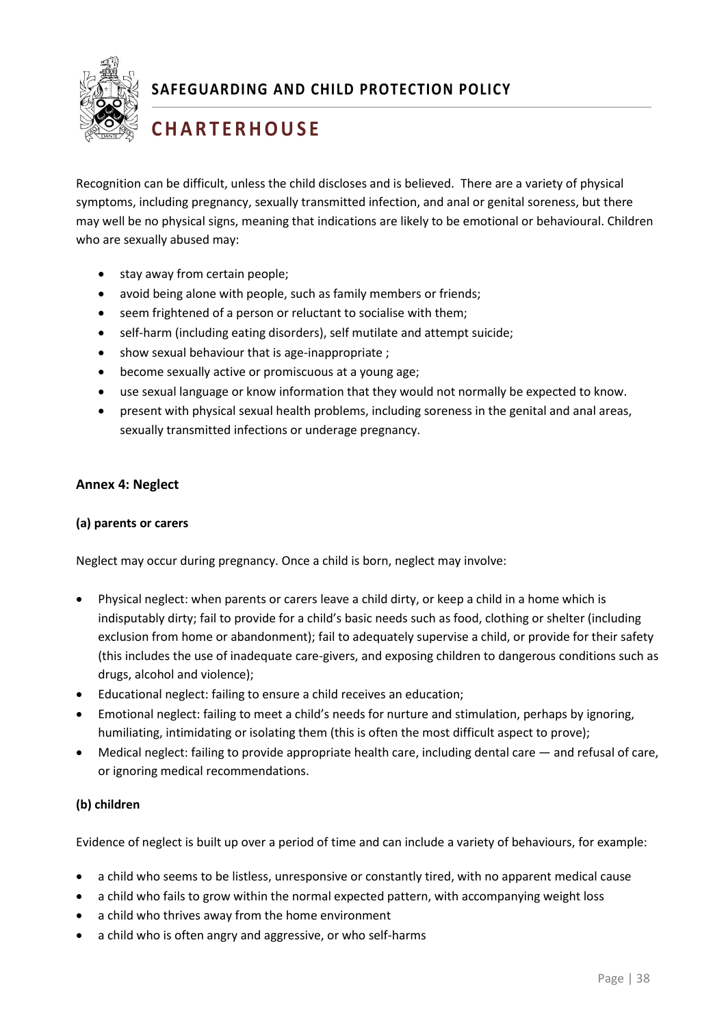Recognition can be difficult, unless the child discloses and is believed. There are a variety of physical symptoms, including pregnancy, sexually transmitted infection, and anal or genital soreness, but there may well be no physical signs, meaning that indications are likely to be emotional or behavioural. Children who are sexually abused may:

- stay away from certain people;
- avoid being alone with people, such as family members or friends;
- seem frightened of a person or reluctant to socialise with them;
- self-harm (including eating disorders), self mutilate and attempt suicide;
- show sexual behaviour that is age-inappropriate ;
- become sexually active or promiscuous at a young age;
- use sexual language or know information that they would not normally be expected to know.
- present with physical sexual health problems, including soreness in the genital and anal areas, sexually transmitted infections or underage pregnancy.

### Annex 4: Neglect

#### (a) parents or carers

Neglect may occur during pregnancy. Once a child is born, neglect may involve:

- Physical neglect: when parents or carers leave a child dirty, or keep a child in a home which is indisputably dirty; fail to provide for a child's basic needs such as food, clothing or shelter (including exclusion from home or abandonment); fail to adequately supervise a child, or provide for their safety (this includes the use of inadequate care-givers, and exposing children to dangerous conditions such as drugs, alcohol and violence);
- Educational neglect: failing to ensure a child receives an education;
- Emotional neglect: failing to meet a child's needs for nurture and stimulation, perhaps by ignoring, humiliating, intimidating or isolating them (this is often the most difficult aspect to prove);
- Medical neglect: failing to provide appropriate health care, including dental care — and refusal of care, or ignoring medical recommendations.

#### (b) children

Evidence of neglect is built up over a period of time and can include a variety of behaviours, for example:

- a child who seems to be listless, unresponsive or constantly tired, with no apparent medical cause
- a child who fails to grow within the normal expected pattern, with accompanying weight loss
- a child who thrives away from the home environment
- a child who is often angry and aggressive, or who self-harms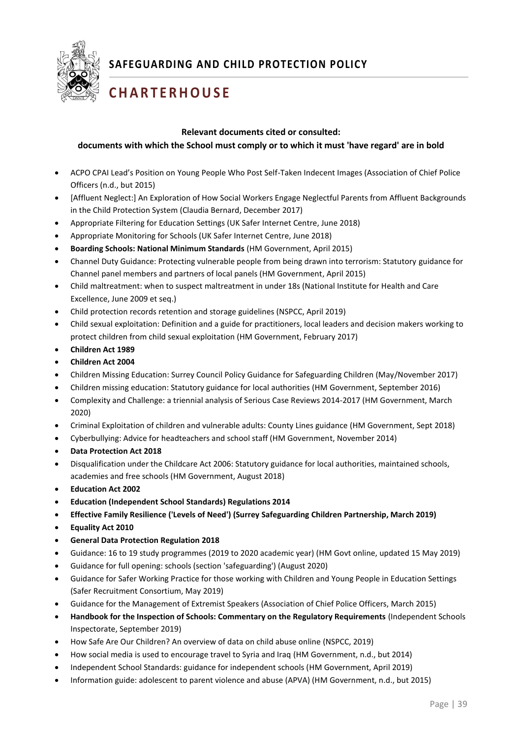**Relevant documents cited or consulted:**
**documents with which the School must comply or to which it must 'have regard' are in bold**

- ACPO CPAI Lead's Position on Young People Who Post Self-Taken Indecent Images (Association of Chief Police Officers (n.d., but 2015)
- [Affluent Neglect:] An Exploration of How Social Workers Engage Neglectful Parents from Affluent Backgrounds in the Child Protection System (Claudia Bernard, December 2017)
- Appropriate Filtering for Education Settings (UK Safer Internet Centre, June 2018)
- Appropriate Monitoring for Schools (UK Safer Internet Centre, June 2018)
- **Boarding Schools: National Minimum Standards** (HM Government, April 2015)
- Channel Duty Guidance: Protecting vulnerable people from being drawn into terrorism: Statutory guidance for Channel panel members and partners of local panels (HM Government, April 2015)
- Child maltreatment: when to suspect maltreatment in under 18s (National Institute for Health and Care Excellence, June 2009 et seq.)
- Child protection records retention and storage guidelines (NSPCC, April 2019)
- Child sexual exploitation: Definition and a guide for practitioners, local leaders and decision makers working to protect children from child sexual exploitation (HM Government, February 2017)
- **Children Act 1989**
- **Children Act 2004**
- Children Missing Education: Surrey Council Policy Guidance for Safeguarding Children (May/November 2017)
- Children missing education: Statutory guidance for local authorities (HM Government, September 2016)
- Complexity and Challenge: a triennial analysis of Serious Case Reviews 2014-2017 (HM Government, March 2020)
- Criminal Exploitation of children and vulnerable adults: County Lines guidance (HM Government, Sept 2018)
- Cyberbullying: Advice for headteachers and school staff (HM Government, November 2014)
- **Data Protection Act 2018**
- Disqualification under the Childcare Act 2006: Statutory guidance for local authorities, maintained schools, academies and free schools (HM Government, August 2018)
- **Education Act 2002**
- **Education (Independent School Standards) Regulations 2014**
- **Effective Family Resilience ('Levels of Need') (Surrey Safeguarding Children Partnership, March 2019)**
- **Equality Act 2010**
- **General Data Protection Regulation 2018**
- Guidance: 16 to 19 study programmes (2019 to 2020 academic year) (HM Govt online, updated 15 May 2019)
- Guidance for full opening: schools (section 'safeguarding') (August 2020)
- Guidance for Safer Working Practice for those working with Children and Young People in Education Settings (Safer Recruitment Consortium, May 2019)
- Guidance for the Management of Extremist Speakers (Association of Chief Police Officers, March 2015)
- **Handbook for the Inspection of Schools: Commentary on the Regulatory Requirements** (Independent Schools Inspectorate, September 2019)
- How Safe Are Our Children? An overview of data on child abuse online (NSPCC, 2019)
- How social media is used to encourage travel to Syria and Iraq (HM Government, n.d., but 2014)
- Independent School Standards: guidance for independent schools (HM Government, April 2019)
- Information guide: adolescent to parent violence and abuse (APVA) (HM Government, n.d., but 2015)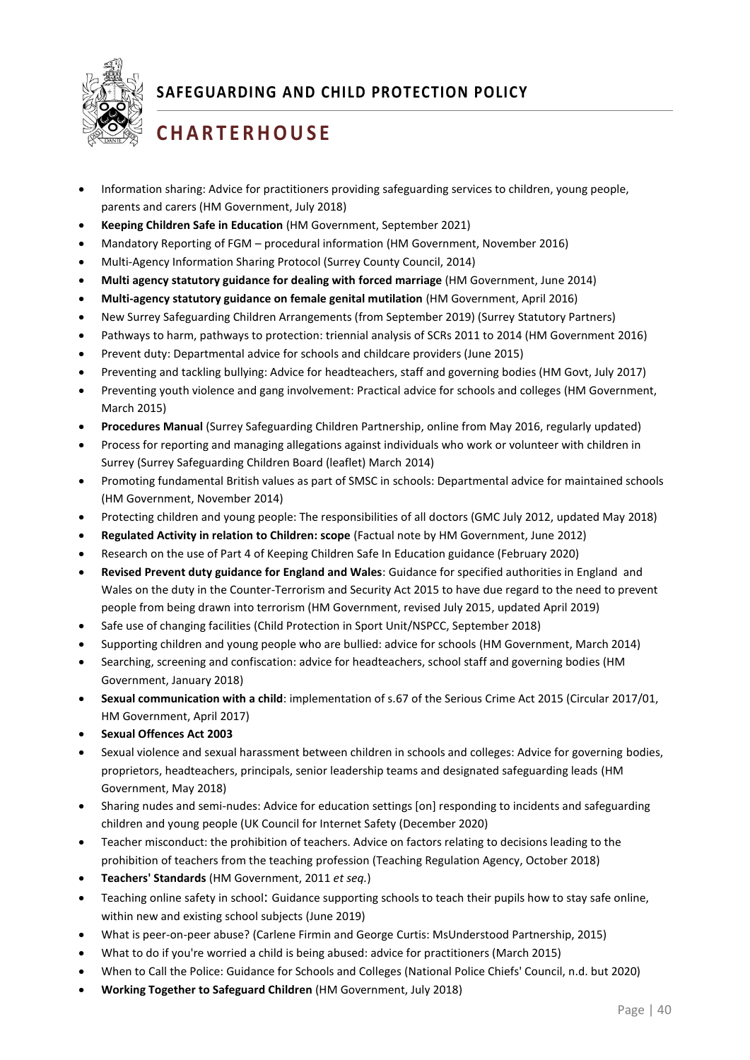- Information sharing: Advice for practitioners providing safeguarding services to children, young people, parents and carers (HM Government, July 2018)
- **Keeping Children Safe in Education** (HM Government, September 2021)
- Mandatory Reporting of FGM – procedural information (HM Government, November 2016)
- Multi-Agency Information Sharing Protocol (Surrey County Council, 2014)
- **Multi agency statutory guidance for dealing with forced marriage** (HM Government, June 2014)
- **Multi-agency statutory guidance on female genital mutilation** (HM Government, April 2016)
- New Surrey Safeguarding Children Arrangements (from September 2019) (Surrey Statutory Partners)
- Pathways to harm, pathways to protection: triennial analysis of SCRs 2011 to 2014 (HM Government 2016)
- Prevent duty: Departmental advice for schools and childcare providers (June 2015)
- Preventing and tackling bullying: Advice for headteachers, staff and governing bodies (HM Govt, July 2017)
- Preventing youth violence and gang involvement: Practical advice for schools and colleges (HM Government, March 2015)
- **Procedures Manual** (Surrey Safeguarding Children Partnership, online from May 2016, regularly updated)
- Process for reporting and managing allegations against individuals who work or volunteer with children in Surrey (Surrey Safeguarding Children Board (leaflet) March 2014)
- Promoting fundamental British values as part of SMSC in schools: Departmental advice for maintained schools (HM Government, November 2014)
- Protecting children and young people: The responsibilities of all doctors (GMC July 2012, updated May 2018)
- **Regulated Activity in relation to Children: scope** (Factual note by HM Government, June 2012)
- Research on the use of Part 4 of Keeping Children Safe In Education guidance (February 2020)
- **Revised Prevent duty guidance for England and Wales**: Guidance for specified authorities in England and Wales on the duty in the Counter-Terrorism and Security Act 2015 to have due regard to the need to prevent people from being drawn into terrorism (HM Government, revised July 2015, updated April 2019)
- Safe use of changing facilities (Child Protection in Sport Unit/NSPCC, September 2018)
- Supporting children and young people who are bullied: advice for schools (HM Government, March 2014)
- Searching, screening and confiscation: advice for headteachers, school staff and governing bodies (HM Government, January 2018)
- **Sexual communication with a child**: implementation of s.67 of the Serious Crime Act 2015 (Circular 2017/01, HM Government, April 2017)
- **Sexual Offences Act 2003**
- Sexual violence and sexual harassment between children in schools and colleges: Advice for governing bodies, proprietors, headteachers, principals, senior leadership teams and designated safeguarding leads (HM Government, May 2018)
- Sharing nudes and semi-nudes: Advice for education settings [on] responding to incidents and safeguarding children and young people (UK Council for Internet Safety (December 2020)
- Teacher misconduct: the prohibition of teachers. Advice on factors relating to decisions leading to the prohibition of teachers from the teaching profession (Teaching Regulation Agency, October 2018)
- **Teachers' Standards** (HM Government, 2011 *et seq.*)
- Teaching online safety in school: Guidance supporting schools to teach their pupils how to stay safe online, within new and existing school subjects (June 2019)
- What is peer-on-peer abuse? (Carlene Firmin and George Curtis: MsUnderstood Partnership, 2015)
- What to do if you're worried a child is being abused: advice for practitioners (March 2015)
- When to Call the Police: Guidance for Schools and Colleges (National Police Chiefs' Council, n.d. but 2020)
- **Working Together to Safeguard Children** (HM Government, July 2018)